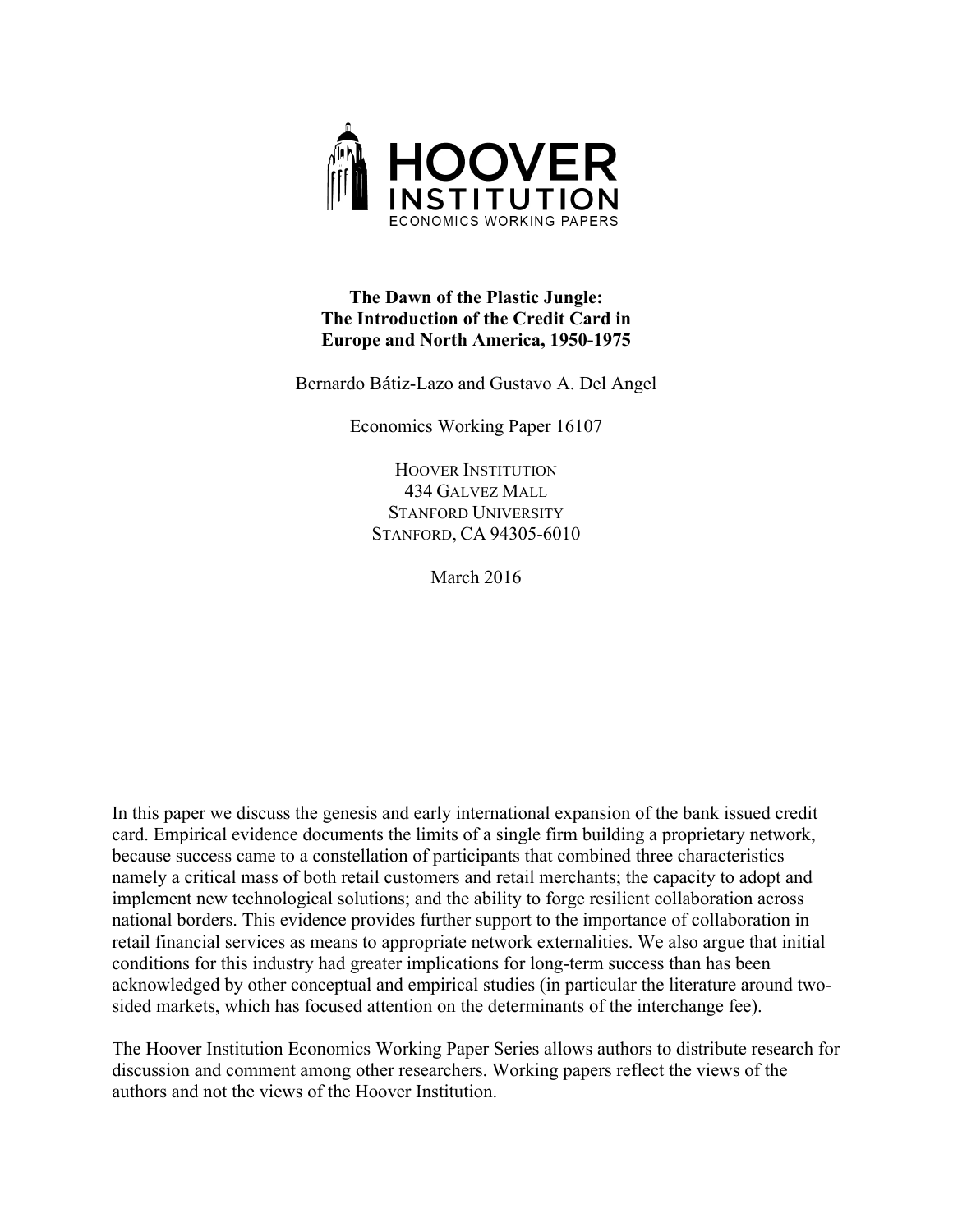HOOVER INSTITUTION
ECONOMICS WORKING PAPERS

**The Dawn of the Plastic Jungle:**
**The Introduction of the Credit Card in Europe and North America, 1950-1975**

Bernardo Bátiz-Lazo and Gustavo A. Del Angel

Economics Working Paper 16107

HOOVER INSTITUTION
434 GALVEZ MALL
STANFORD UNIVERSITY
STANFORD, CA 94305-6010

March 2016

In this paper we discuss the genesis and early international expansion of the bank issued credit card. Empirical evidence documents the limits of a single firm building a proprietary network, because success came to a constellation of participants that combined three characteristics namely a critical mass of both retail customers and retail merchants; the capacity to adopt and implement new technological solutions; and the ability to forge resilient collaboration across national borders. This evidence provides further support to the importance of collaboration in retail financial services as means to appropriate network externalities. We also argue that initial conditions for this industry had greater implications for long-term success than has been acknowledged by other conceptual and empirical studies (in particular the literature around two-sided markets, which has focused attention on the determinants of the interchange fee).

The Hoover Institution Economics Working Paper Series allows authors to distribute research for discussion and comment among other researchers. Working papers reflect the views of the authors and not the views of the Hoover Institution.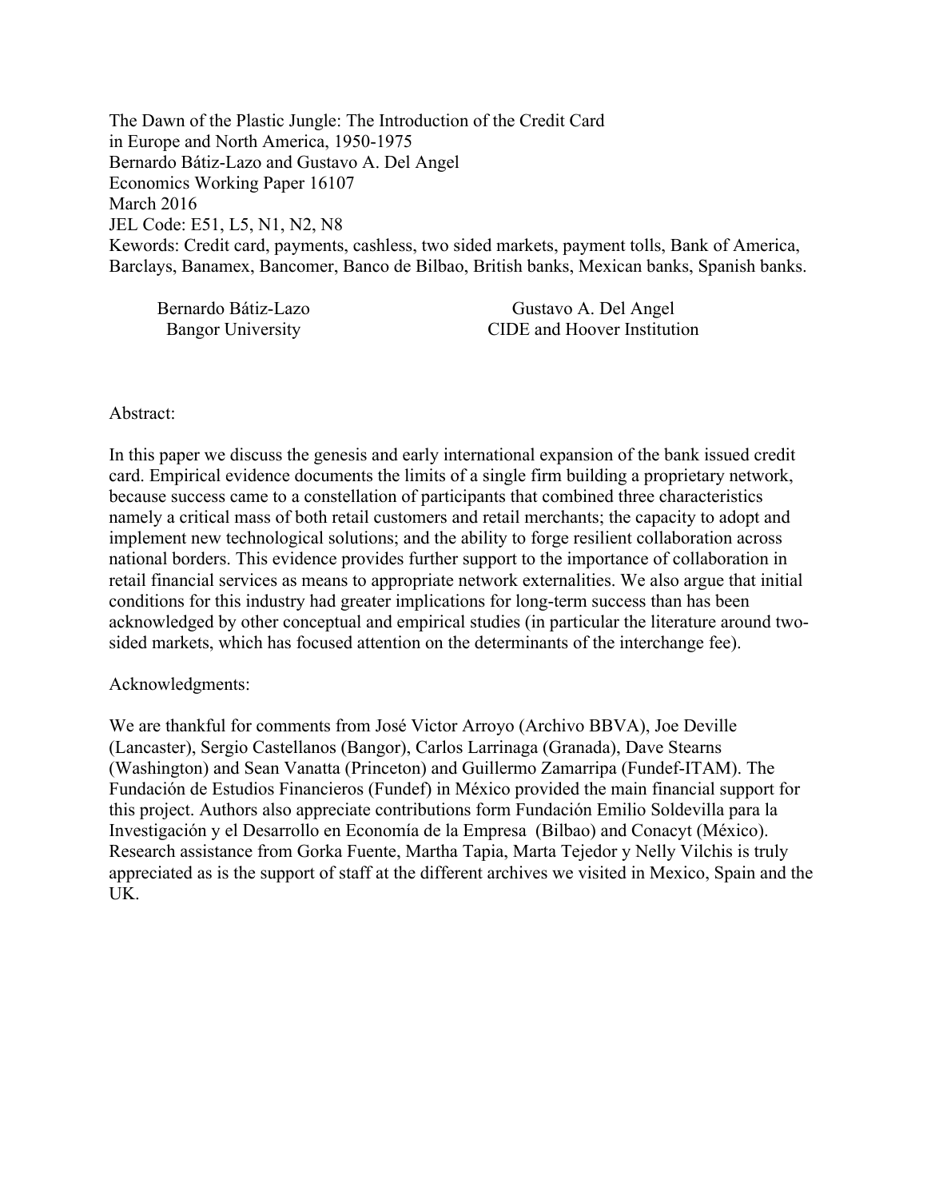The Dawn of the Plastic Jungle: The Introduction of the Credit Card in Europe and North America, 1950-1975
Bernardo Bátiz-Lazo and Gustavo A. Del Angel
Economics Working Paper 16107
March 2016
JEL Code: E51, L5, N1, N2, N8
Kewords: Credit card, payments, cashless, two sided markets, payment tolls, Bank of America, Barclays, Banamex, Bancomer, Banco de Bilbao, British banks, Mexican banks, Spanish banks.

Bernardo Bátiz-Lazo
Bangor University

Gustavo A. Del Angel
CIDE and Hoover Institution

Abstract:

In this paper we discuss the genesis and early international expansion of the bank issued credit card. Empirical evidence documents the limits of a single firm building a proprietary network, because success came to a constellation of participants that combined three characteristics namely a critical mass of both retail customers and retail merchants; the capacity to adopt and implement new technological solutions; and the ability to forge resilient collaboration across national borders. This evidence provides further support to the importance of collaboration in retail financial services as means to appropriate network externalities. We also argue that initial conditions for this industry had greater implications for long-term success than has been acknowledged by other conceptual and empirical studies (in particular the literature around two-sided markets, which has focused attention on the determinants of the interchange fee).

Acknowledgments:

We are thankful for comments from José Victor Arroyo (Archivo BBVA), Joe Deville (Lancaster), Sergio Castellanos (Bangor), Carlos Larrinaga (Granada), Dave Stearns (Washington) and Sean Vanatta (Princeton) and Guillermo Zamarripa (Fundef-ITAM). The Fundación de Estudios Financieros (Fundef) in México provided the main financial support for this project. Authors also appreciate contributions form Fundación Emilio Soldevilla para la Investigación y el Desarrollo en Economía de la Empresa (Bilbao) and Conacyt (México). Research assistance from Gorka Fuente, Martha Tapia, Marta Tejedor y Nelly Vilchis is truly appreciated as is the support of staff at the different archives we visited in Mexico, Spain and the UK.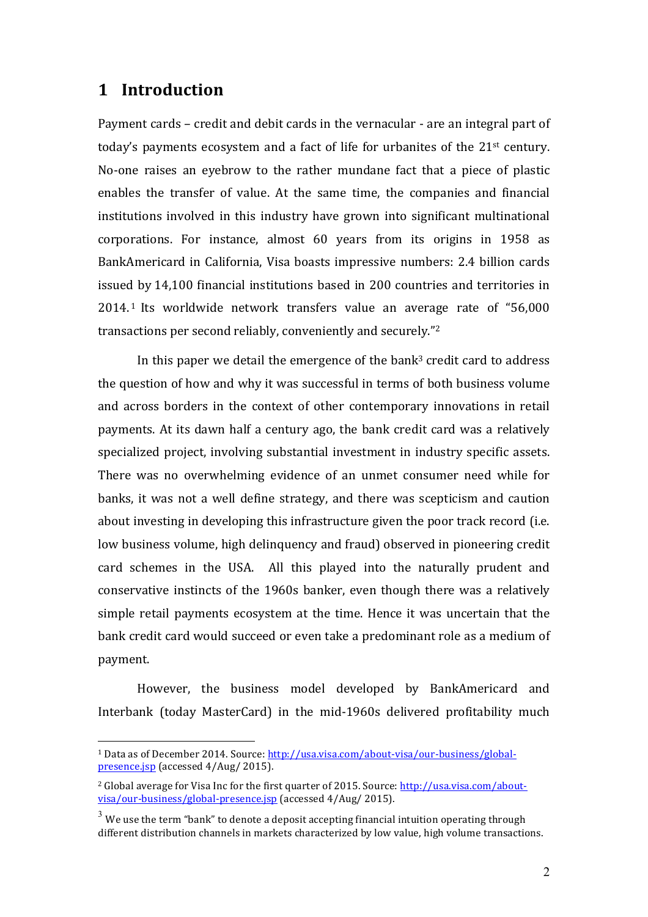# 1 Introduction

Payment cards – credit and debit cards in the vernacular - are an integral part of today's payments ecosystem and a fact of life for urbanites of the 21st century. No-one raises an eyebrow to the rather mundane fact that a piece of plastic enables the transfer of value. At the same time, the companies and financial institutions involved in this industry have grown into significant multinational corporations. For instance, almost 60 years from its origins in 1958 as BankAmericard in California, Visa boasts impressive numbers: 2.4 billion cards issued by 14,100 financial institutions based in 200 countries and territories in 2014.[1] Its worldwide network transfers value an average rate of "56,000 transactions per second reliably, conveniently and securely."[2]

In this paper we detail the emergence of the bank[3] credit card to address the question of how and why it was successful in terms of both business volume and across borders in the context of other contemporary innovations in retail payments. At its dawn half a century ago, the bank credit card was a relatively specialized project, involving substantial investment in industry specific assets. There was no overwhelming evidence of an unmet consumer need while for banks, it was not a well define strategy, and there was scepticism and caution about investing in developing this infrastructure given the poor track record (i.e. low business volume, high delinquency and fraud) observed in pioneering credit card schemes in the USA. All this played into the naturally prudent and conservative instincts of the 1960s banker, even though there was a relatively simple retail payments ecosystem at the time. Hence it was uncertain that the bank credit card would succeed or even take a predominant role as a medium of payment.

However, the business model developed by BankAmericard and Interbank (today MasterCard) in the mid-1960s delivered profitability much

---

[1] Data as of December 2014. Source: http://usa.visa.com/about-visa/our-business/global-presence.jsp (accessed 4/Aug/ 2015).

[2] Global average for Visa Inc for the first quarter of 2015. Source: http://usa.visa.com/about-visa/our-business/global-presence.jsp (accessed 4/Aug/ 2015).

[3] We use the term "bank" to denote a deposit accepting financial intuition operating through different distribution channels in markets characterized by low value, high volume transactions.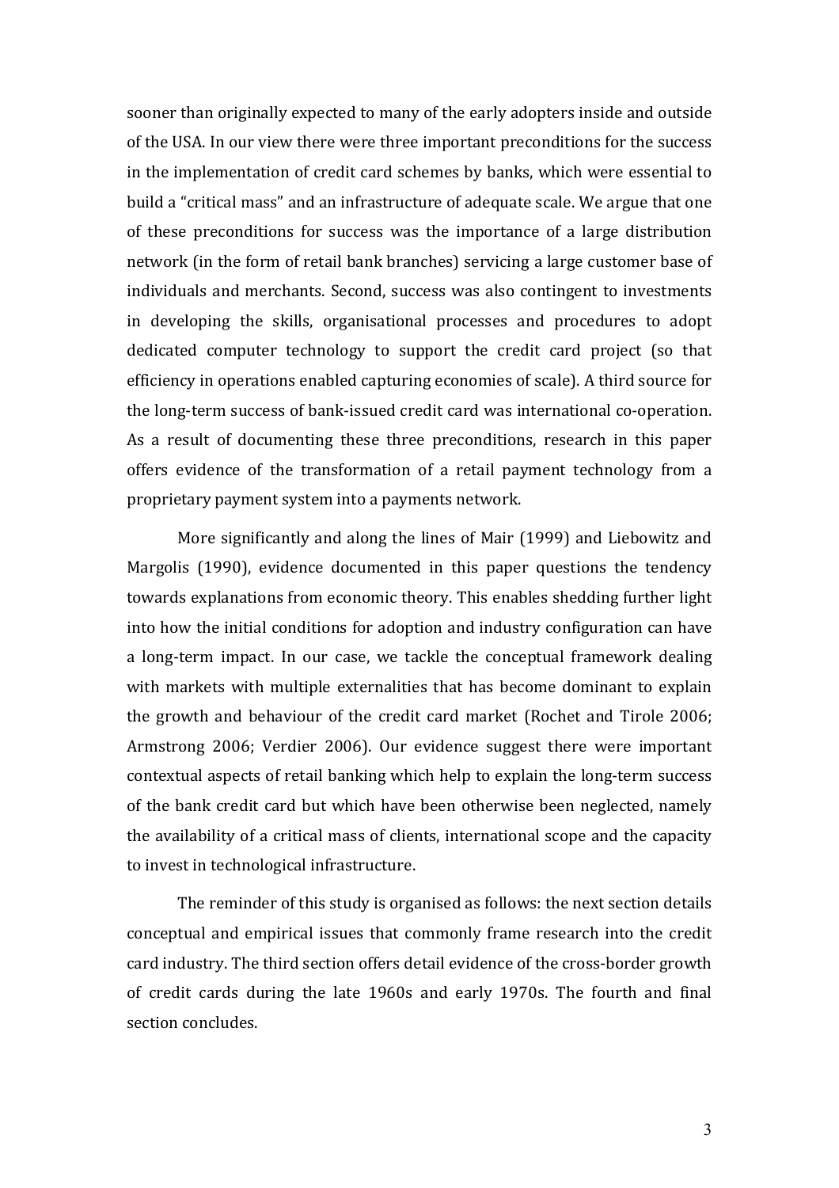sooner than originally expected to many of the early adopters inside and outside of the USA. In our view there were three important preconditions for the success in the implementation of credit card schemes by banks, which were essential to build a "critical mass" and an infrastructure of adequate scale. We argue that one of these preconditions for success was the importance of a large distribution network (in the form of retail bank branches) servicing a large customer base of individuals and merchants. Second, success was also contingent to investments in developing the skills, organisational processes and procedures to adopt dedicated computer technology to support the credit card project (so that efficiency in operations enabled capturing economies of scale). A third source for the long-term success of bank-issued credit card was international co-operation. As a result of documenting these three preconditions, research in this paper offers evidence of the transformation of a retail payment technology from a proprietary payment system into a payments network.

More significantly and along the lines of Mair (1999) and Liebowitz and Margolis (1990), evidence documented in this paper questions the tendency towards explanations from economic theory. This enables shedding further light into how the initial conditions for adoption and industry configuration can have a long-term impact. In our case, we tackle the conceptual framework dealing with markets with multiple externalities that has become dominant to explain the growth and behaviour of the credit card market (Rochet and Tirole 2006; Armstrong 2006; Verdier 2006). Our evidence suggest there were important contextual aspects of retail banking which help to explain the long-term success of the bank credit card but which have otherwise been neglected, namely the availability of a critical mass of clients, international scope and the capacity to invest in technological infrastructure.

The reminder of this study is organised as follows: the next section details conceptual and empirical issues that commonly frame research into the credit card industry. The third section offers detail evidence of the cross-border growth of credit cards during the late 1960s and early 1970s. The fourth and final section concludes.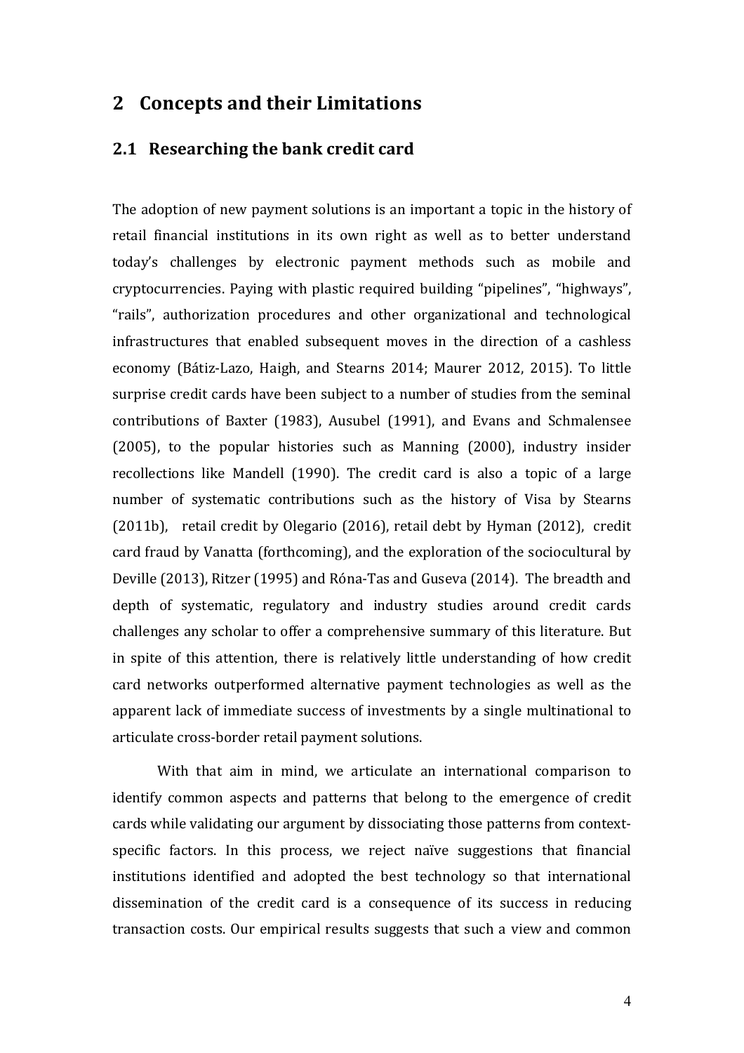## 2 Concepts and their Limitations

### 2.1 Researching the bank credit card

The adoption of new payment solutions is an important a topic in the history of retail financial institutions in its own right as well as to better understand today's challenges by electronic payment methods such as mobile and cryptocurrencies. Paying with plastic required building "pipelines", "highways", "rails", authorization procedures and other organizational and technological infrastructures that enabled subsequent moves in the direction of a cashless economy (Bátiz-Lazo, Haigh, and Stearns 2014; Maurer 2012, 2015). To little surprise credit cards have been subject to a number of studies from the seminal contributions of Baxter (1983), Ausubel (1991), and Evans and Schmalensee (2005), to the popular histories such as Manning (2000), industry insider recollections like Mandell (1990). The credit card is also a topic of a large number of systematic contributions such as the history of Visa by Stearns (2011b), retail credit by Olegario (2016), retail debt by Hyman (2012), credit card fraud by Vanatta (forthcoming), and the exploration of the sociocultural by Deville (2013), Ritzer (1995) and Róna-Tas and Guseva (2014). The breadth and depth of systematic, regulatory and industry studies around credit cards challenges any scholar to offer a comprehensive summary of this literature. But in spite of this attention, there is relatively little understanding of how credit card networks outperformed alternative payment technologies as well as the apparent lack of immediate success of investments by a single multinational to articulate cross-border retail payment solutions.

With that aim in mind, we articulate an international comparison to identify common aspects and patterns that belong to the emergence of credit cards while validating our argument by dissociating those patterns from context-specific factors. In this process, we reject naïve suggestions that financial institutions identified and adopted the best technology so that international dissemination of the credit card is a consequence of its success in reducing transaction costs. Our empirical results suggests that such a view and common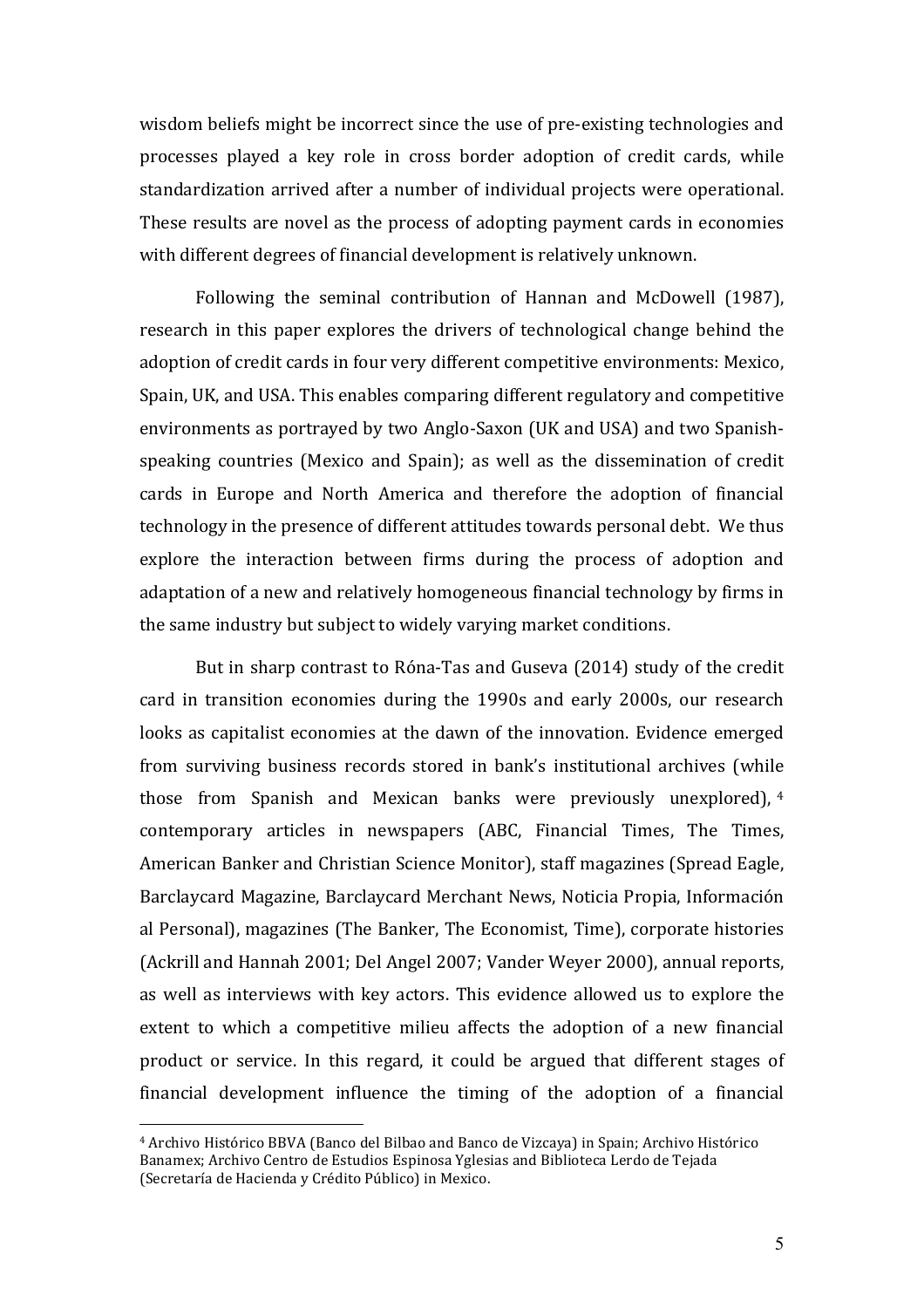wisdom beliefs might be incorrect since the use of pre-existing technologies and processes played a key role in cross border adoption of credit cards, while standardization arrived after a number of individual projects were operational. These results are novel as the process of adopting payment cards in economies with different degrees of financial development is relatively unknown.

Following the seminal contribution of Hannan and McDowell (1987), research in this paper explores the drivers of technological change behind the adoption of credit cards in four very different competitive environments: Mexico, Spain, UK, and USA. This enables comparing different regulatory and competitive environments as portrayed by two Anglo-Saxon (UK and USA) and two Spanish-speaking countries (Mexico and Spain); as well as the dissemination of credit cards in Europe and North America and therefore the adoption of financial technology in the presence of different attitudes towards personal debt. We thus explore the interaction between firms during the process of adoption and adaptation of a new and relatively homogeneous financial technology by firms in the same industry but subject to widely varying market conditions.

But in sharp contrast to Róna-Tas and Guseva (2014) study of the credit card in transition economies during the 1990s and early 2000s, our research looks as capitalist economies at the dawn of the innovation. Evidence emerged from surviving business records stored in bank's institutional archives (while those from Spanish and Mexican banks were previously unexplored), [4] contemporary articles in newspapers (ABC, Financial Times, The Times, American Banker and Christian Science Monitor), staff magazines (Spread Eagle, Barclaycard Magazine, Barclaycard Merchant News, Noticia Propia, Información al Personal), magazines (The Banker, The Economist, Time), corporate histories (Ackrill and Hannah 2001; Del Angel 2007; Vander Weyer 2000), annual reports, as well as interviews with key actors. This evidence allowed us to explore the extent to which a competitive milieu affects the adoption of a new financial product or service. In this regard, it could be argued that different stages of financial development influence the timing of the adoption of a financial

[4] Archivo Histórico BBVA (Banco del Bilbao and Banco de Vizcaya) in Spain; Archivo Histórico Banamex; Archivo Centro de Estudios Espinosa Yglesias and Biblioteca Lerdo de Tejada (Secretaría de Hacienda y Crédito Público) in Mexico.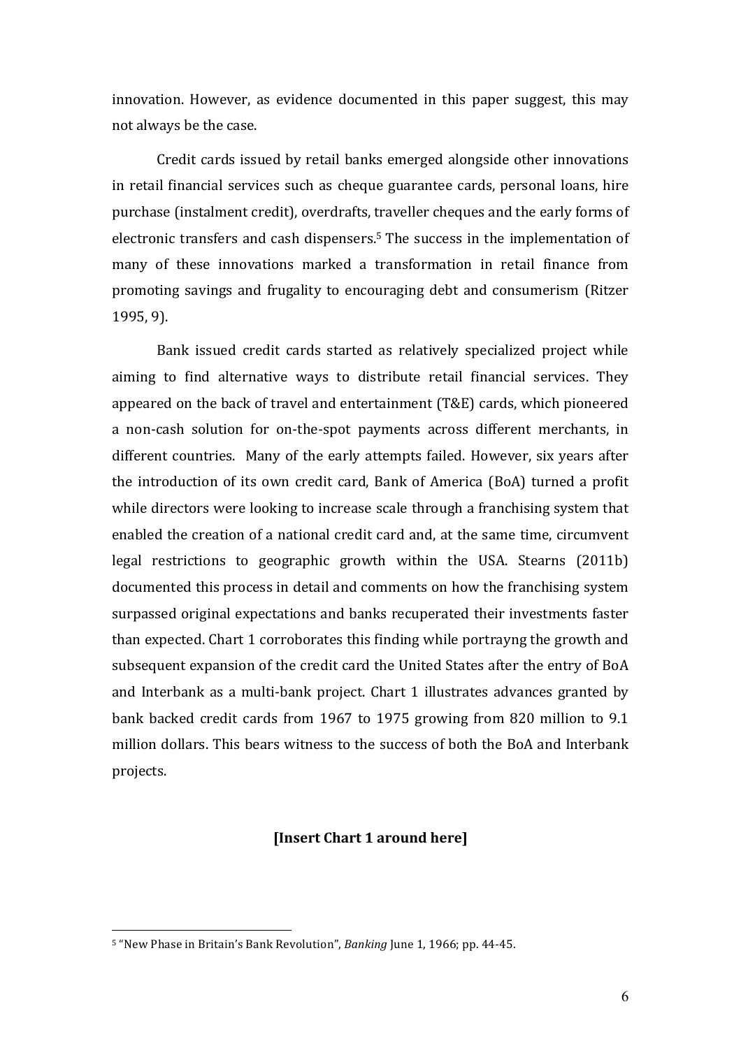innovation. However, as evidence documented in this paper suggest, this may not always be the case.

Credit cards issued by retail banks emerged alongside other innovations in retail financial services such as cheque guarantee cards, personal loans, hire purchase (instalment credit), overdrafts, traveller cheques and the early forms of electronic transfers and cash dispensers.[5] The success in the implementation of many of these innovations marked a transformation in retail finance from promoting savings and frugality to encouraging debt and consumerism (Ritzer 1995, 9).

Bank issued credit cards started as relatively specialized project while aiming to find alternative ways to distribute retail financial services. They appeared on the back of travel and entertainment (T&E) cards, which pioneered a non-cash solution for on-the-spot payments across different merchants, in different countries. Many of the early attempts failed. However, six years after the introduction of its own credit card, Bank of America (BoA) turned a profit while directors were looking to increase scale through a franchising system that enabled the creation of a national credit card and, at the same time, circumvent legal restrictions to geographic growth within the USA. Stearns (2011b) documented this process in detail and comments on how the franchising system surpassed original expectations and banks recuperated their investments faster than expected. Chart 1 corroborates this finding while portrayng the growth and subsequent expansion of the credit card the United States after the entry of BoA and Interbank as a multi-bank project. Chart 1 illustrates advances granted by bank backed credit cards from 1967 to 1975 growing from 820 million to 9.1 million dollars. This bears witness to the success of both the BoA and Interbank projects.

**[Insert Chart 1 around here]**

---

[5] "New Phase in Britain's Bank Revolution", *Banking* June 1, 1966; pp. 44-45.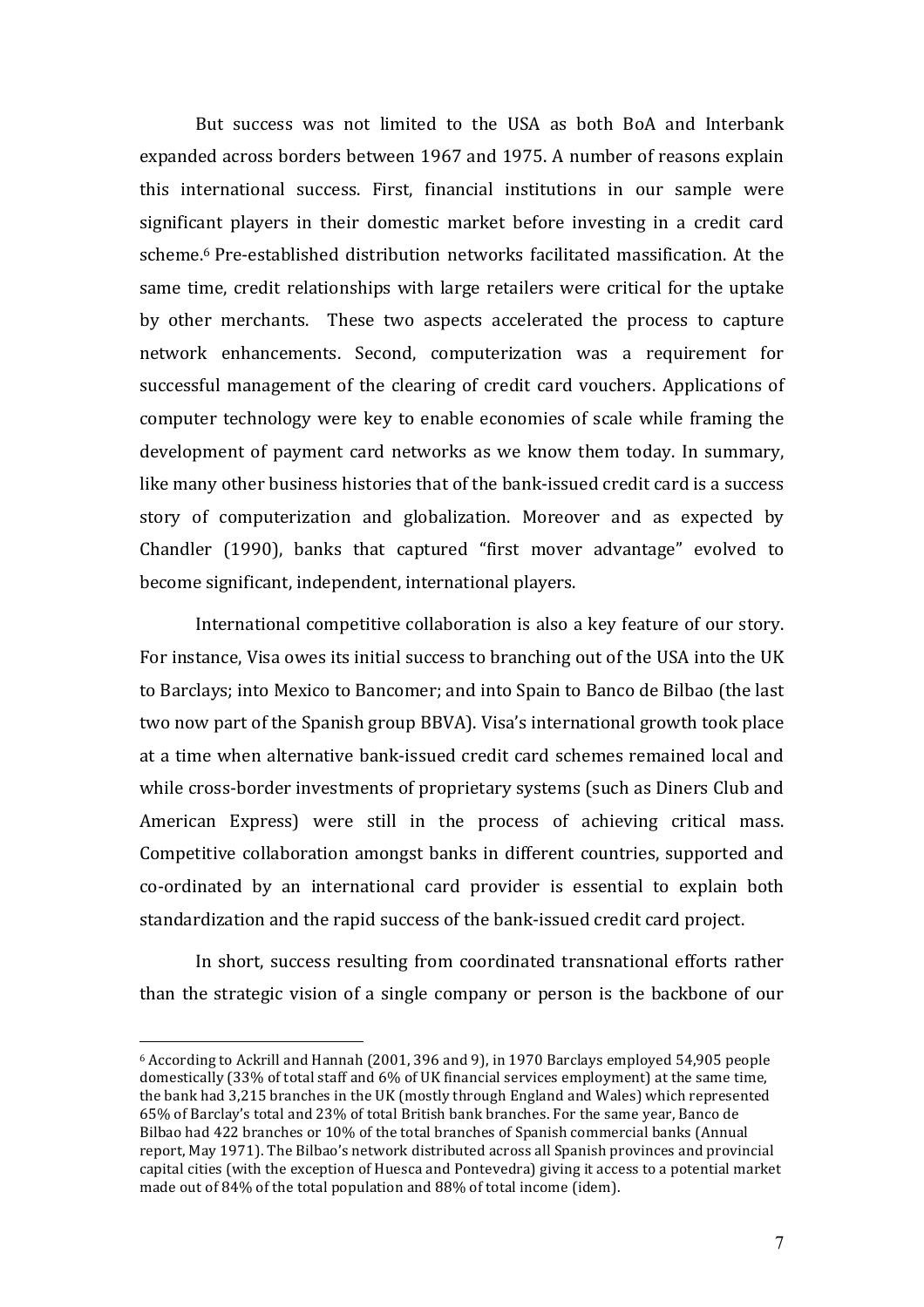But success was not limited to the USA as both BoA and Interbank expanded across borders between 1967 and 1975. A number of reasons explain this international success. First, financial institutions in our sample were significant players in their domestic market before investing in a credit card scheme.[6] Pre-established distribution networks facilitated massification. At the same time, credit relationships with large retailers were critical for the uptake by other merchants. These two aspects accelerated the process to capture network enhancements. Second, computerization was a requirement for successful management of the clearing of credit card vouchers. Applications of computer technology were key to enable economies of scale while framing the development of payment card networks as we know them today. In summary, like many other business histories that of the bank-issued credit card is a success story of computerization and globalization. Moreover and as expected by Chandler (1990), banks that captured "first mover advantage" evolved to become significant, independent, international players.

International competitive collaboration is also a key feature of our story. For instance, Visa owes its initial success to branching out of the USA into the UK to Barclays; into Mexico to Bancomer; and into Spain to Banco de Bilbao (the last two now part of the Spanish group BBVA). Visa's international growth took place at a time when alternative bank-issued credit card schemes remained local and while cross-border investments of proprietary systems (such as Diners Club and American Express) were still in the process of achieving critical mass. Competitive collaboration amongst banks in different countries, supported and co-ordinated by an international card provider is essential to explain both standardization and the rapid success of the bank-issued credit card project.

In short, success resulting from coordinated transnational efforts rather than the strategic vision of a single company or person is the backbone of our

[6] According to Ackrill and Hannah (2001, 396 and 9), in 1970 Barclays employed 54,905 people domestically (33% of total staff and 6% of UK financial services employment) at the same time, the bank had 3,215 branches in the UK (mostly through England and Wales) which represented 65% of Barclay's total and 23% of total British bank branches. For the same year, Banco de Bilbao had 422 branches or 10% of the total branches of Spanish commercial banks (Annual report, May 1971). The Bilbao's network distributed across all Spanish provinces and provincial capital cities (with the exception of Huesca and Pontevedra) giving it access to a potential market made out of 84% of the total population and 88% of total income (idem).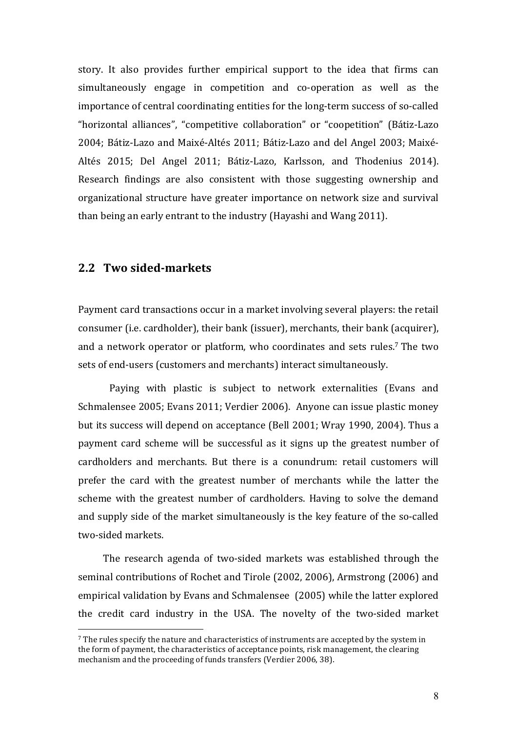story. It also provides further empirical support to the idea that firms can simultaneously engage in competition and co-operation as well as the importance of central coordinating entities for the long-term success of so-called "horizontal alliances", "competitive collaboration" or "coopetition" (Bátiz-Lazo 2004; Bátiz-Lazo and Maixé-Altés 2011; Bátiz-Lazo and del Angel 2003; Maixé-Altés 2015; Del Angel 2011; Bátiz-Lazo, Karlsson, and Thodenius 2014). Research findings are also consistent with those suggesting ownership and organizational structure have greater importance on network size and survival than being an early entrant to the industry (Hayashi and Wang 2011).

## 2.2 Two sided-markets

Payment card transactions occur in a market involving several players: the retail consumer (i.e. cardholder), their bank (issuer), merchants, their bank (acquirer), and a network operator or platform, who coordinates and sets rules.[7] The two sets of end-users (customers and merchants) interact simultaneously.

Paying with plastic is subject to network externalities (Evans and Schmalensee 2005; Evans 2011; Verdier 2006). Anyone can issue plastic money but its success will depend on acceptance (Bell 2001; Wray 1990, 2004). Thus a payment card scheme will be successful as it signs up the greatest number of cardholders and merchants. But there is a conundrum: retail customers will prefer the card with the greatest number of merchants while the latter the scheme with the greatest number of cardholders. Having to solve the demand and supply side of the market simultaneously is the key feature of the so-called two-sided markets.

The research agenda of two-sided markets was established through the seminal contributions of Rochet and Tirole (2002, 2006), Armstrong (2006) and empirical validation by Evans and Schmalensee (2005) while the latter explored the credit card industry in the USA. The novelty of the two-sided market

[7] The rules specify the nature and characteristics of instruments are accepted by the system in the form of payment, the characteristics of acceptance points, risk management, the clearing mechanism and the proceeding of funds transfers (Verdier 2006, 38).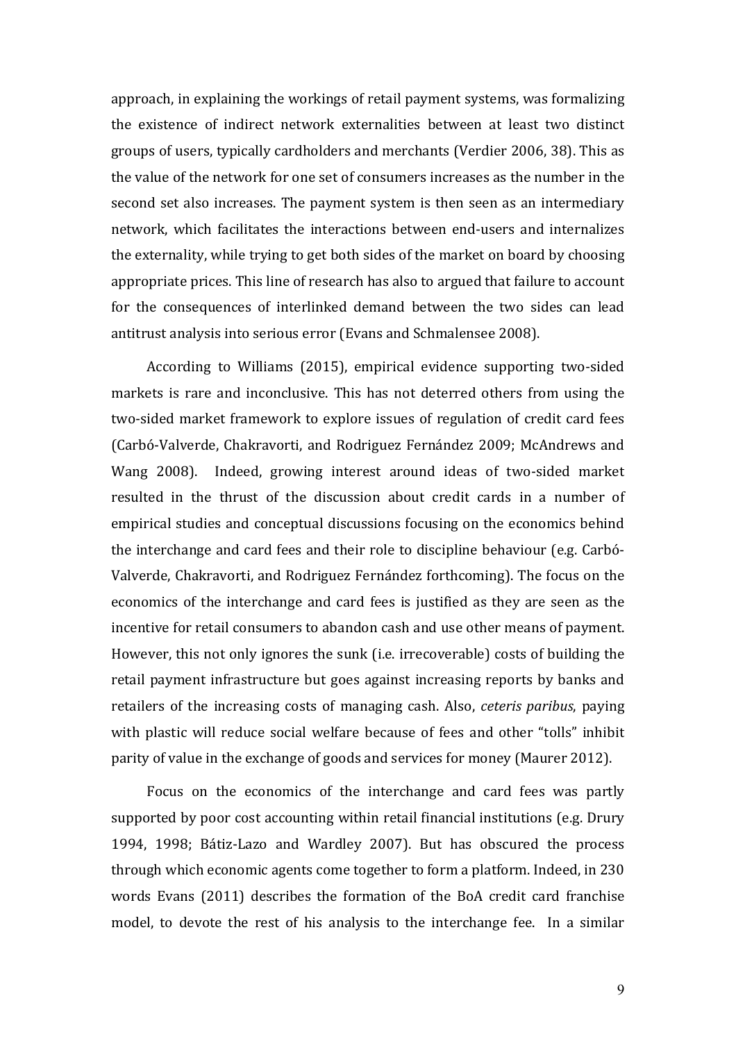approach, in explaining the workings of retail payment systems, was formalizing the existence of indirect network externalities between at least two distinct groups of users, typically cardholders and merchants (Verdier 2006, 38). This as the value of the network for one set of consumers increases as the number in the second set also increases. The payment system is then seen as an intermediary network, which facilitates the interactions between end-users and internalizes the externality, while trying to get both sides of the market on board by choosing appropriate prices. This line of research has also to argued that failure to account for the consequences of interlinked demand between the two sides can lead antitrust analysis into serious error (Evans and Schmalensee 2008).

According to Williams (2015), empirical evidence supporting two-sided markets is rare and inconclusive. This has not deterred others from using the two-sided market framework to explore issues of regulation of credit card fees (Carbó-Valverde, Chakravorti, and Rodriguez Fernández 2009; McAndrews and Wang 2008). Indeed, growing interest around ideas of two-sided market resulted in the thrust of the discussion about credit cards in a number of empirical studies and conceptual discussions focusing on the economics behind the interchange and card fees and their role to discipline behaviour (e.g. Carbó-Valverde, Chakravorti, and Rodriguez Fernández forthcoming). The focus on the economics of the interchange and card fees is justified as they are seen as the incentive for retail consumers to abandon cash and use other means of payment. However, this not only ignores the sunk (i.e. irrecoverable) costs of building the retail payment infrastructure but goes against increasing reports by banks and retailers of the increasing costs of managing cash. Also, *ceteris paribus*, paying with plastic will reduce social welfare because of fees and other "tolls" inhibit parity of value in the exchange of goods and services for money (Maurer 2012).

Focus on the economics of the interchange and card fees was partly supported by poor cost accounting within retail financial institutions (e.g. Drury 1994, 1998; Bátiz-Lazo and Wardley 2007). But has obscured the process through which economic agents come together to form a platform. Indeed, in 230 words Evans (2011) describes the formation of the BoA credit card franchise model, to devote the rest of his analysis to the interchange fee. In a similar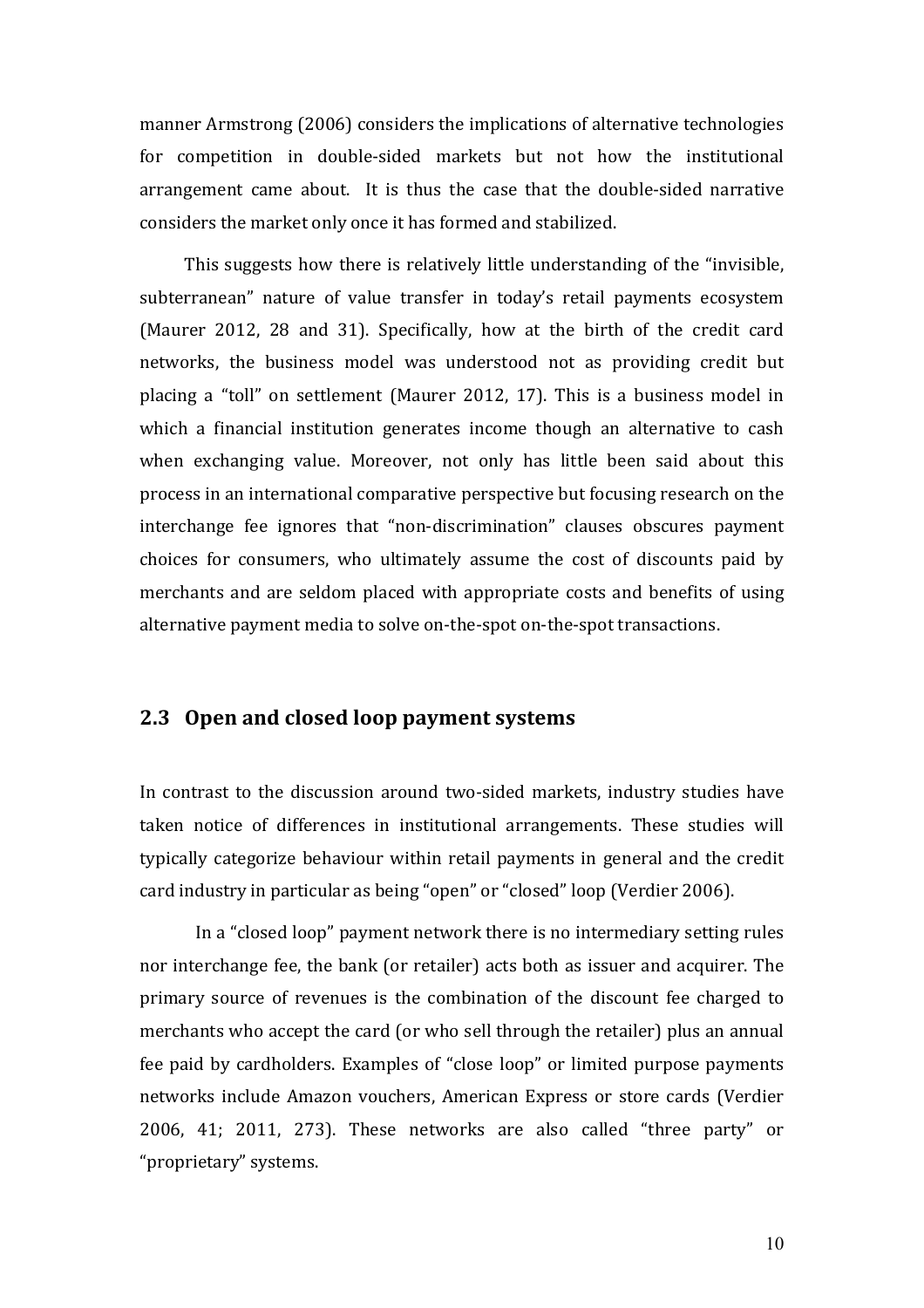manner Armstrong (2006) considers the implications of alternative technologies for competition in double-sided markets but not how the institutional arrangement came about. It is thus the case that the double-sided narrative considers the market only once it has formed and stabilized.

This suggests how there is relatively little understanding of the "invisible, subterranean" nature of value transfer in today's retail payments ecosystem (Maurer 2012, 28 and 31). Specifically, how at the birth of the credit card networks, the business model was understood not as providing credit but placing a "toll" on settlement (Maurer 2012, 17). This is a business model in which a financial institution generates income though an alternative to cash when exchanging value. Moreover, not only has little been said about this process in an international comparative perspective but focusing research on the interchange fee ignores that "non-discrimination" clauses obscures payment choices for consumers, who ultimately assume the cost of discounts paid by merchants and are seldom placed with appropriate costs and benefits of using alternative payment media to solve on-the-spot on-the-spot transactions.

## 2.3 Open and closed loop payment systems

In contrast to the discussion around two-sided markets, industry studies have taken notice of differences in institutional arrangements. These studies will typically categorize behaviour within retail payments in general and the credit card industry in particular as being "open" or "closed" loop (Verdier 2006).

In a "closed loop" payment network there is no intermediary setting rules nor interchange fee, the bank (or retailer) acts both as issuer and acquirer. The primary source of revenues is the combination of the discount fee charged to merchants who accept the card (or who sell through the retailer) plus an annual fee paid by cardholders. Examples of "close loop" or limited purpose payments networks include Amazon vouchers, American Express or store cards (Verdier 2006, 41; 2011, 273). These networks are also called "three party" or "proprietary" systems.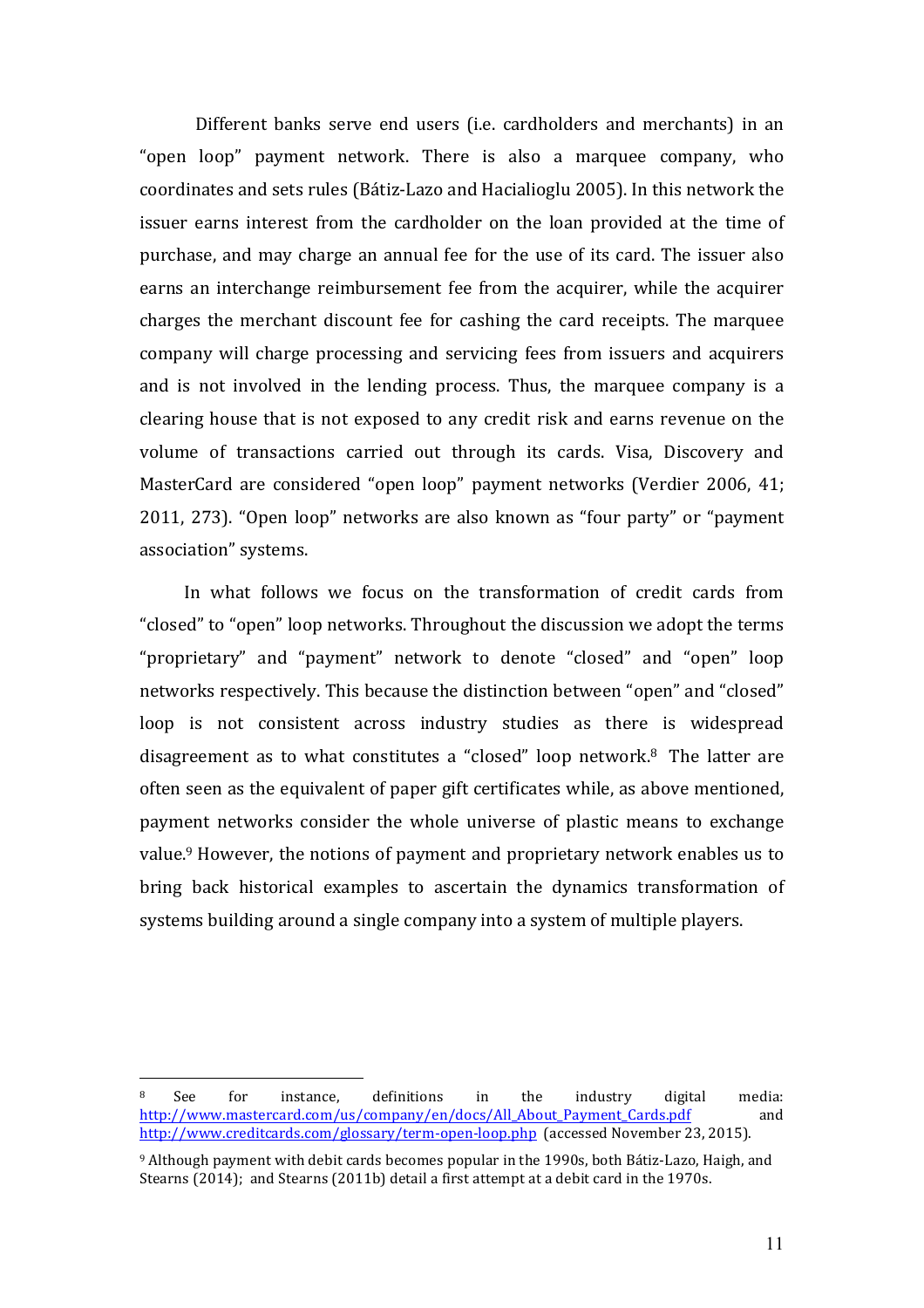Different banks serve end users (i.e. cardholders and merchants) in an "open loop" payment network. There is also a marquee company, who coordinates and sets rules (Bátiz-Lazo and Hacialioglu 2005). In this network the issuer earns interest from the cardholder on the loan provided at the time of purchase, and may charge an annual fee for the use of its card. The issuer also earns an interchange reimbursement fee from the acquirer, while the acquirer charges the merchant discount fee for cashing the card receipts. The marquee company will charge processing and servicing fees from issuers and acquirers and is not involved in the lending process. Thus, the marquee company is a clearing house that is not exposed to any credit risk and earns revenue on the volume of transactions carried out through its cards. Visa, Discovery and MasterCard are considered "open loop" payment networks (Verdier 2006, 41; 2011, 273). "Open loop" networks are also known as "four party" or "payment association" systems.

In what follows we focus on the transformation of credit cards from "closed" to "open" loop networks. Throughout the discussion we adopt the terms "proprietary" and "payment" network to denote "closed" and "open" loop networks respectively. This because the distinction between "open" and "closed" loop is not consistent across industry studies as there is widespread disagreement as to what constitutes a "closed" loop network.[8] The latter are often seen as the equivalent of paper gift certificates while, as above mentioned, payment networks consider the whole universe of plastic means to exchange value.[9] However, the notions of payment and proprietary network enables us to bring back historical examples to ascertain the dynamics transformation of systems building around a single company into a system of multiple players.

---

[8] See for instance, definitions in the industry digital media: http://www.mastercard.com/us/company/en/docs/All_About_Payment_Cards.pdf and http://www.creditcards.com/glossary/term-open-loop.php (accessed November 23, 2015).

[9] Although payment with debit cards becomes popular in the 1990s, both Bátiz-Lazo, Haigh, and Stearns (2014); and Stearns (2011b) detail a first attempt at a debit card in the 1970s.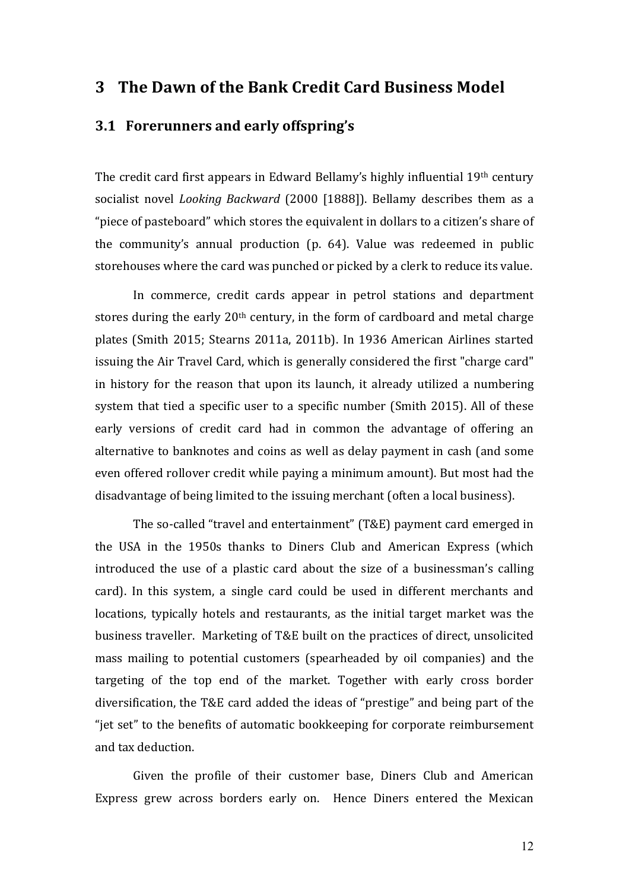# 3 The Dawn of the Bank Credit Card Business Model

## 3.1 Forerunners and early offspring's

The credit card first appears in Edward Bellamy's highly influential 19th century socialist novel *Looking Backward* (2000 [1888]). Bellamy describes them as a "piece of pasteboard" which stores the equivalent in dollars to a citizen's share of the community's annual production (p. 64). Value was redeemed in public storehouses where the card was punched or picked by a clerk to reduce its value.

In commerce, credit cards appear in petrol stations and department stores during the early 20th century, in the form of cardboard and metal charge plates (Smith 2015; Stearns 2011a, 2011b). In 1936 American Airlines started issuing the Air Travel Card, which is generally considered the first "charge card" in history for the reason that upon its launch, it already utilized a numbering system that tied a specific user to a specific number (Smith 2015). All of these early versions of credit card had in common the advantage of offering an alternative to banknotes and coins as well as delay payment in cash (and some even offered rollover credit while paying a minimum amount). But most had the disadvantage of being limited to the issuing merchant (often a local business).

The so-called "travel and entertainment" (T&E) payment card emerged in the USA in the 1950s thanks to Diners Club and American Express (which introduced the use of a plastic card about the size of a businessman's calling card). In this system, a single card could be used in different merchants and locations, typically hotels and restaurants, as the initial target market was the business traveller. Marketing of T&E built on the practices of direct, unsolicited mass mailing to potential customers (spearheaded by oil companies) and the targeting of the top end of the market. Together with early cross border diversification, the T&E card added the ideas of "prestige" and being part of the "jet set" to the benefits of automatic bookkeeping for corporate reimbursement and tax deduction.

Given the profile of their customer base, Diners Club and American Express grew across borders early on. Hence Diners entered the Mexican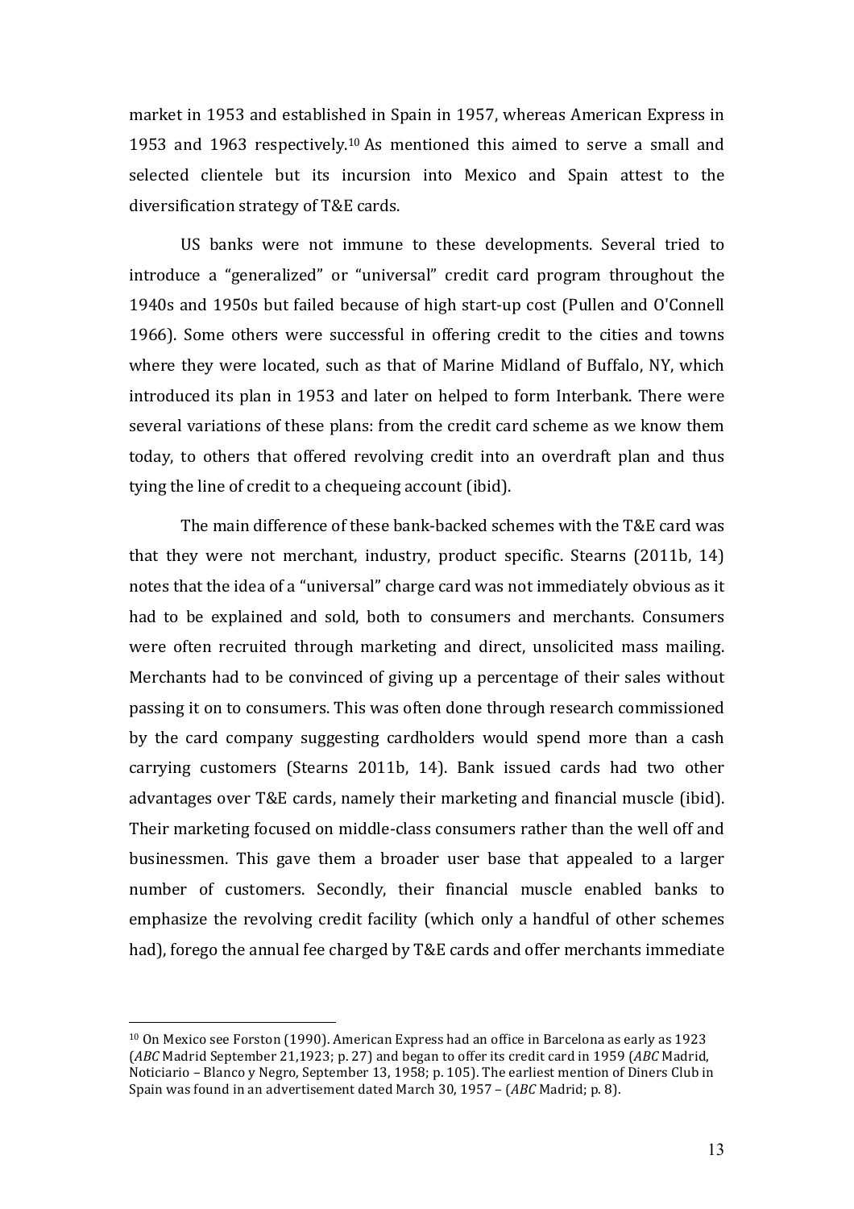market in 1953 and established in Spain in 1957, whereas American Express in 1953 and 1963 respectively.[10] As mentioned this aimed to serve a small and selected clientele but its incursion into Mexico and Spain attest to the diversification strategy of T&E cards.

US banks were not immune to these developments. Several tried to introduce a "generalized" or "universal" credit card program throughout the 1940s and 1950s but failed because of high start-up cost (Pullen and O'Connell 1966). Some others were successful in offering credit to the cities and towns where they were located, such as that of Marine Midland of Buffalo, NY, which introduced its plan in 1953 and later on helped to form Interbank. There were several variations of these plans: from the credit card scheme as we know them today, to others that offered revolving credit into an overdraft plan and thus tying the line of credit to a chequeing account (ibid).

The main difference of these bank-backed schemes with the T&E card was that they were not merchant, industry, product specific. Stearns (2011b, 14) notes that the idea of a "universal" charge card was not immediately obvious as it had to be explained and sold, both to consumers and merchants. Consumers were often recruited through marketing and direct, unsolicited mass mailing. Merchants had to be convinced of giving up a percentage of their sales without passing it on to consumers. This was often done through research commissioned by the card company suggesting cardholders would spend more than a cash carrying customers (Stearns 2011b, 14). Bank issued cards had two other advantages over T&E cards, namely their marketing and financial muscle (ibid). Their marketing focused on middle-class consumers rather than the well off and businessmen. This gave them a broader user base that appealed to a larger number of customers. Secondly, their financial muscle enabled banks to emphasize the revolving credit facility (which only a handful of other schemes had), forego the annual fee charged by T&E cards and offer merchants immediate

[10] On Mexico see Forston (1990). American Express had an office in Barcelona as early as 1923 (*ABC* Madrid September 21,1923; p. 27) and began to offer its credit card in 1959 (*ABC* Madrid, Noticiario – Blanco y Negro, September 13, 1958; p. 105). The earliest mention of Diners Club in Spain was found in an advertisement dated March 30, 1957 – (*ABC* Madrid; p. 8).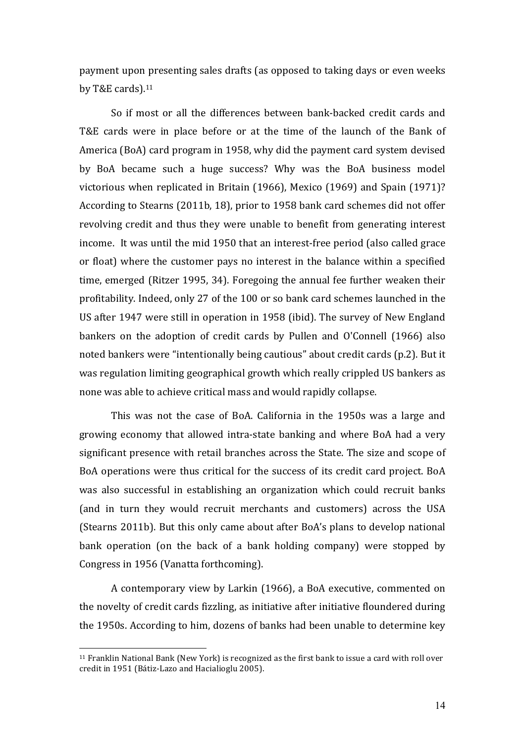payment upon presenting sales drafts (as opposed to taking days or even weeks by T&E cards).[11]

So if most or all the differences between bank-backed credit cards and T&E cards were in place before or at the time of the launch of the Bank of America (BoA) card program in 1958, why did the payment card system devised by BoA became such a huge success? Why was the BoA business model victorious when replicated in Britain (1966), Mexico (1969) and Spain (1971)? According to Stearns (2011b, 18), prior to 1958 bank card schemes did not offer revolving credit and thus they were unable to benefit from generating interest income. It was until the mid 1950 that an interest-free period (also called grace or float) where the customer pays no interest in the balance within a specified time, emerged (Ritzer 1995, 34). Foregoing the annual fee further weaken their profitability. Indeed, only 27 of the 100 or so bank card schemes launched in the US after 1947 were still in operation in 1958 (ibid). The survey of New England bankers on the adoption of credit cards by Pullen and O'Connell (1966) also noted bankers were "intentionally being cautious" about credit cards (p.2). But it was regulation limiting geographical growth which really crippled US bankers as none was able to achieve critical mass and would rapidly collapse.

This was not the case of BoA. California in the 1950s was a large and growing economy that allowed intra-state banking and where BoA had a very significant presence with retail branches across the State. The size and scope of BoA operations were thus critical for the success of its credit card project. BoA was also successful in establishing an organization which could recruit banks (and in turn they would recruit merchants and customers) across the USA (Stearns 2011b). But this only came about after BoA's plans to develop national bank operation (on the back of a bank holding company) were stopped by Congress in 1956 (Vanatta forthcoming).

A contemporary view by Larkin (1966), a BoA executive, commented on the novelty of credit cards fizzling, as initiative after initiative floundered during the 1950s. According to him, dozens of banks had been unable to determine key

[11] Franklin National Bank (New York) is recognized as the first bank to issue a card with roll over credit in 1951 (Bátiz-Lazo and Hacialioglu 2005).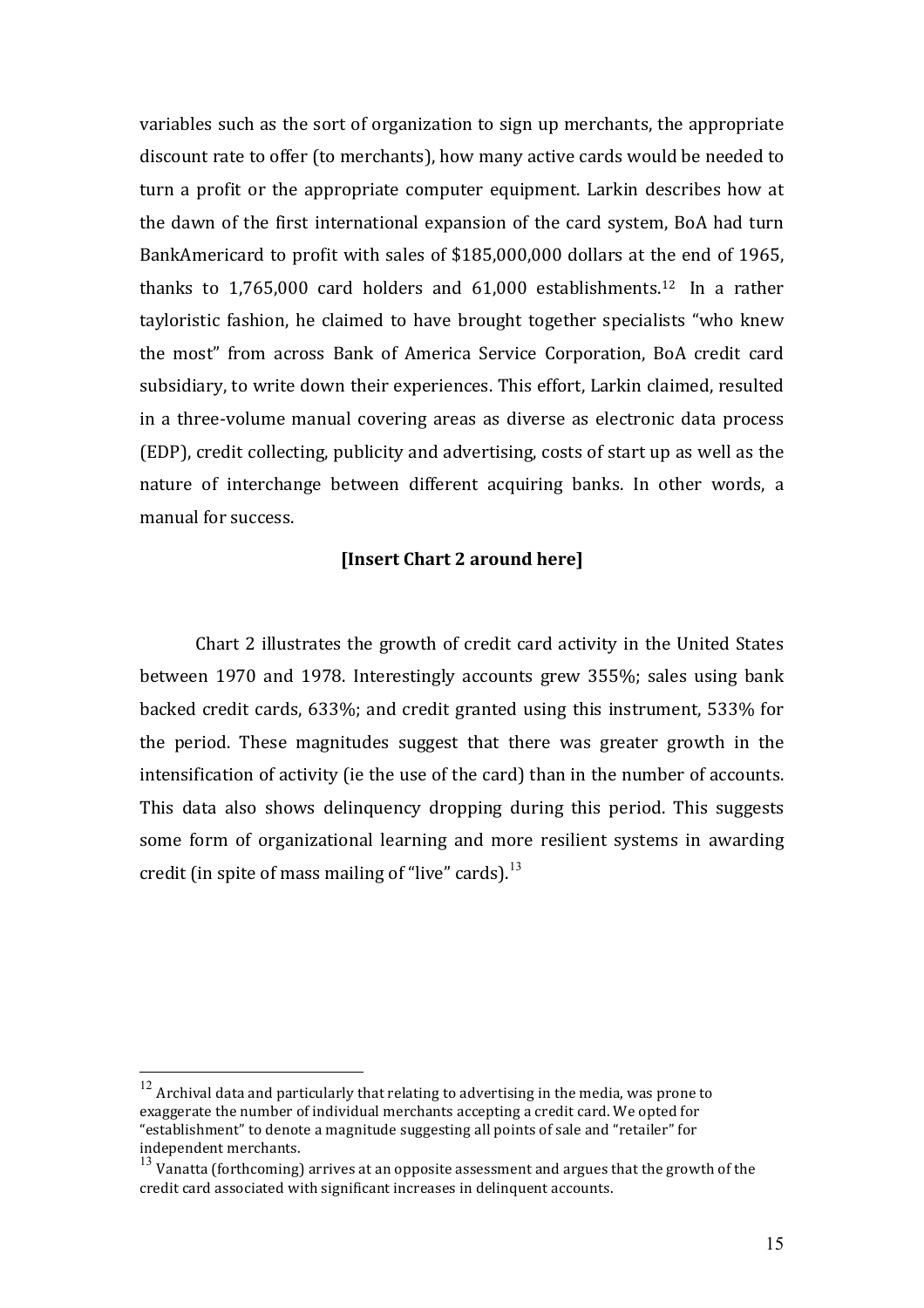variables such as the sort of organization to sign up merchants, the appropriate discount rate to offer (to merchants), how many active cards would be needed to turn a profit or the appropriate computer equipment. Larkin describes how at the dawn of the first international expansion of the card system, BoA had turn BankAmericard to profit with sales of $185,000,000 dollars at the end of 1965, thanks to 1,765,000 card holders and 61,000 establishments.[12] In a rather tayloristic fashion, he claimed to have brought together specialists "who knew the most" from across Bank of America Service Corporation, BoA credit card subsidiary, to write down their experiences. This effort, Larkin claimed, resulted in a three-volume manual covering areas as diverse as electronic data process (EDP), credit collecting, publicity and advertising, costs of start up as well as the nature of interchange between different acquiring banks. In other words, a manual for success.

**[Insert Chart 2 around here]**

Chart 2 illustrates the growth of credit card activity in the United States between 1970 and 1978. Interestingly accounts grew 355%; sales using bank backed credit cards, 633%; and credit granted using this instrument, 533% for the period. These magnitudes suggest that there was greater growth in the intensification of activity (ie the use of the card) than in the number of accounts. This data also shows delinquency dropping during this period. This suggests some form of organizational learning and more resilient systems in awarding credit (in spite of mass mailing of "live" cards).[13]

---

[12] Archival data and particularly that relating to advertising in the media, was prone to exaggerate the number of individual merchants accepting a credit card. We opted for "establishment" to denote a magnitude suggesting all points of sale and "retailer" for independent merchants.

[13] Vanatta (forthcoming) arrives at an opposite assessment and argues that the growth of the credit card associated with significant increases in delinquent accounts.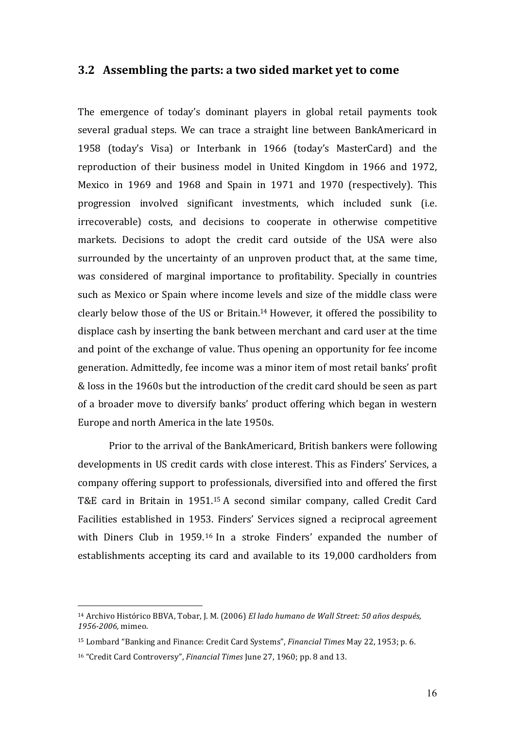## 3.2 Assembling the parts: a two sided market yet to come

The emergence of today's dominant players in global retail payments took several gradual steps. We can trace a straight line between BankAmericard in 1958 (today's Visa) or Interbank in 1966 (today's MasterCard) and the reproduction of their business model in United Kingdom in 1966 and 1972, Mexico in 1969 and 1968 and Spain in 1971 and 1970 (respectively). This progression involved significant investments, which included sunk (i.e. irrecoverable) costs, and decisions to cooperate in otherwise competitive markets. Decisions to adopt the credit card outside of the USA were also surrounded by the uncertainty of an unproven product that, at the same time, was considered of marginal importance to profitability. Specially in countries such as Mexico or Spain where income levels and size of the middle class were clearly below those of the US or Britain.[14] However, it offered the possibility to displace cash by inserting the bank between merchant and card user at the time and point of the exchange of value. Thus opening an opportunity for fee income generation. Admittedly, fee income was a minor item of most retail banks' profit & loss in the 1960s but the introduction of the credit card should be seen as part of a broader move to diversify banks' product offering which began in western Europe and north America in the late 1950s.

Prior to the arrival of the BankAmericard, British bankers were following developments in US credit cards with close interest. This as Finders' Services, a company offering support to professionals, diversified into and offered the first T&E card in Britain in 1951.[15] A second similar company, called Credit Card Facilities established in 1953. Finders' Services signed a reciprocal agreement with Diners Club in 1959.[16] In a stroke Finders' expanded the number of establishments accepting its card and available to its 19,000 cardholders from

---

[14] Archivo Histórico BBVA, Tobar, J. M. (2006) *El lado humano de Wall Street: 50 años después, 1956-2006,* mimeo.

[15] Lombard "Banking and Finance: Credit Card Systems", *Financial Times* May 22, 1953; p. 6.

[16] "Credit Card Controversy", *Financial Times* June 27, 1960; pp. 8 and 13.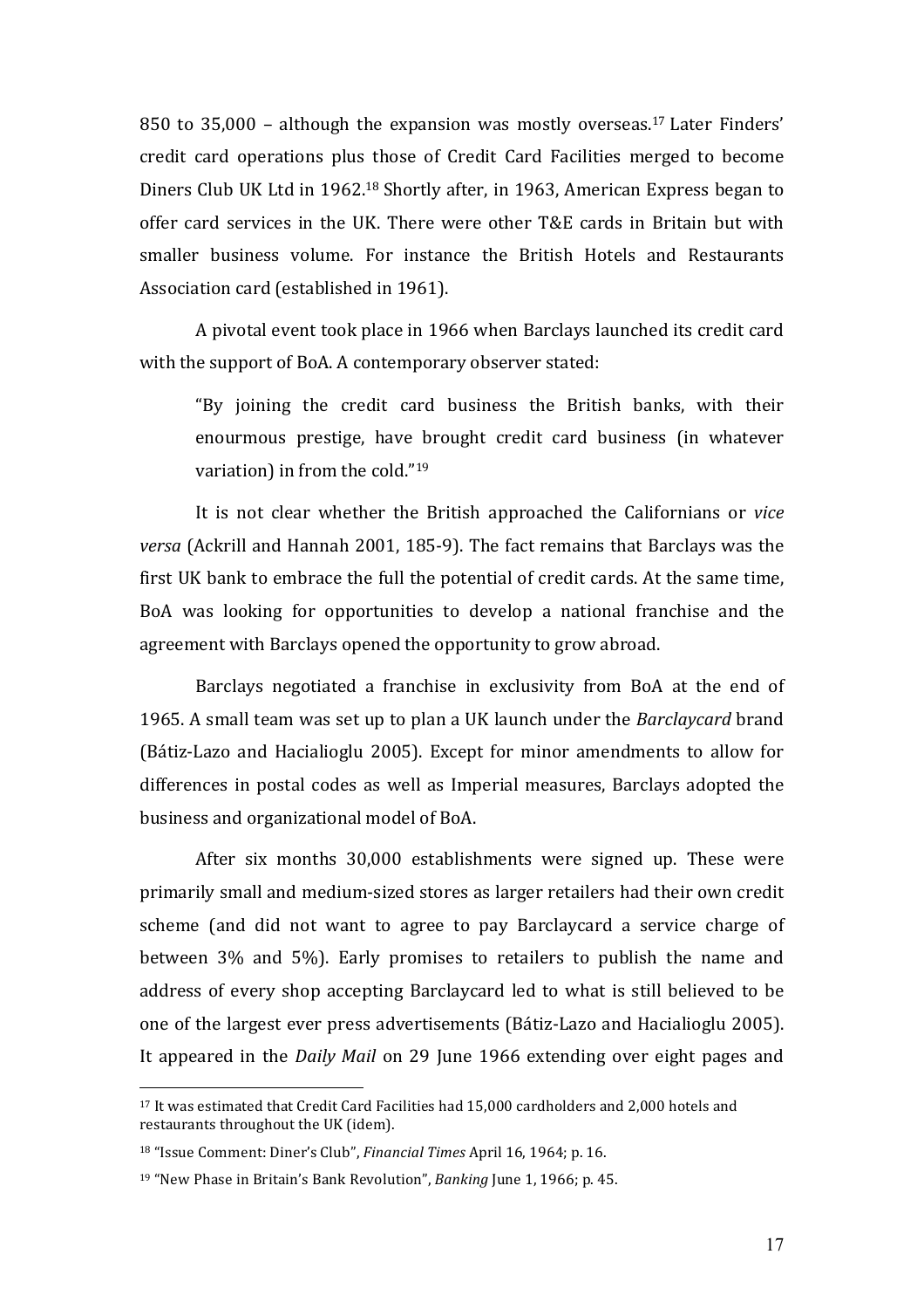850 to 35,000 – although the expansion was mostly overseas.[17] Later Finders' credit card operations plus those of Credit Card Facilities merged to become Diners Club UK Ltd in 1962.[18] Shortly after, in 1963, American Express began to offer card services in the UK. There were other T&E cards in Britain but with smaller business volume. For instance the British Hotels and Restaurants Association card (established in 1961).

A pivotal event took place in 1966 when Barclays launched its credit card with the support of BoA. A contemporary observer stated:

> "By joining the credit card business the British banks, with their enourmous prestige, have brought credit card business (in whatever variation) in from the cold."[19]

It is not clear whether the British approached the Californians or *vice versa* (Ackrill and Hannah 2001, 185-9). The fact remains that Barclays was the first UK bank to embrace the full the potential of credit cards. At the same time, BoA was looking for opportunities to develop a national franchise and the agreement with Barclays opened the opportunity to grow abroad.

Barclays negotiated a franchise in exclusivity from BoA at the end of 1965. A small team was set up to plan a UK launch under the *Barclaycard* brand (Bátiz-Lazo and Hacialioglu 2005). Except for minor amendments to allow for differences in postal codes as well as Imperial measures, Barclays adopted the business and organizational model of BoA.

After six months 30,000 establishments were signed up. These were primarily small and medium-sized stores as larger retailers had their own credit scheme (and did not want to agree to pay Barclaycard a service charge of between 3% and 5%). Early promises to retailers to publish the name and address of every shop accepting Barclaycard led to what is still believed to be one of the largest ever press advertisements (Bátiz-Lazo and Hacialioglu 2005). It appeared in the *Daily Mail* on 29 June 1966 extending over eight pages and

---

[17] It was estimated that Credit Card Facilities had 15,000 cardholders and 2,000 hotels and restaurants throughout the UK (idem).

[18] "Issue Comment: Diner's Club", *Financial Times* April 16, 1964; p. 16.

[19] "New Phase in Britain's Bank Revolution", *Banking* June 1, 1966; p. 45.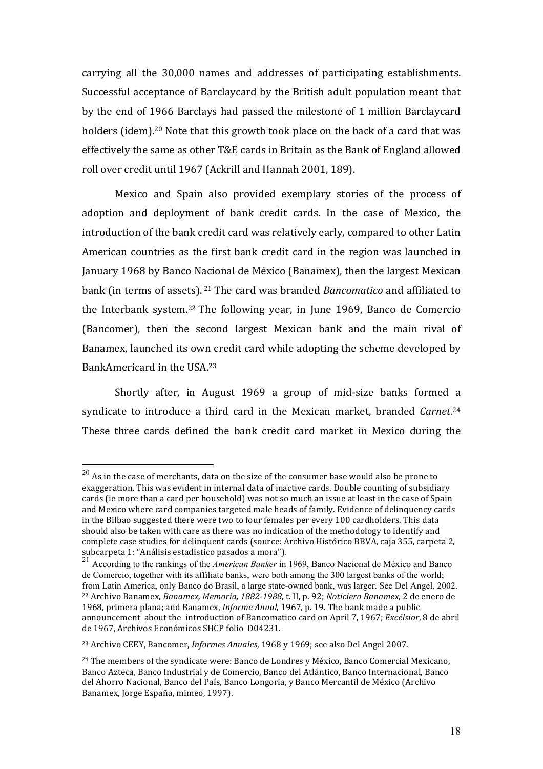carrying all the 30,000 names and addresses of participating establishments. Successful acceptance of Barclaycard by the British adult population meant that by the end of 1966 Barclays had passed the milestone of 1 million Barclaycard holders (idem).[20] Note that this growth took place on the back of a card that was effectively the same as other T&E cards in Britain as the Bank of England allowed roll over credit until 1967 (Ackrill and Hannah 2001, 189).

Mexico and Spain also provided exemplary stories of the process of adoption and deployment of bank credit cards. In the case of Mexico, the introduction of the bank credit card was relatively early, compared to other Latin American countries as the first bank credit card in the region was launched in January 1968 by Banco Nacional de México (Banamex), then the largest Mexican bank (in terms of assets). [21] The card was branded *Bancomatico* and affiliated to the Interbank system.[22] The following year, in June 1969, Banco de Comercio (Bancomer), then the second largest Mexican bank and the main rival of Banamex, launched its own credit card while adopting the scheme developed by BankAmericard in the USA.[23]

Shortly after, in August 1969 a group of mid-size banks formed a syndicate to introduce a third card in the Mexican market, branded *Carnet*.[24] These three cards defined the bank credit card market in Mexico during the

---

[20] As in the case of merchants, data on the size of the consumer base would also be prone to exaggeration. This was evident in internal data of inactive cards. Double counting of subsidiary cards (ie more than a card per household) was not so much an issue at least in the case of Spain and Mexico where card companies targeted male heads of family. Evidence of delinquency cards in the Bilbao suggested there were two to four females per every 100 cardholders. This data should also be taken with care as there was no indication of the methodology to identify and complete case studies for delinquent cards (source: Archivo Histórico BBVA, caja 355, carpeta 2, subcarpeta 1: "Análisis estadistico pasados a mora").

[21] According to the rankings of the *American Banker* in 1969, Banco Nacional de México and Banco de Comercio, together with its affiliate banks, were both among the 300 largest banks of the world; from Latin America, only Banco do Brasil, a large state-owned bank, was larger. See Del Angel, 2002.

[22] Archivo Banamex, *Banamex, Memoria, 1882-1988*, t. II, p. 92; *Noticiero Banamex*, 2 de enero de 1968, primera plana; and Banamex, *Informe Anual*, 1967, p. 19. The bank made a public announcement about the introduction of Bancomatico card on April 7, 1967; *Excélsior*, 8 de abril de 1967, Archivos Económicos SHCP folio D04231.

[23] Archivo CEEY, Bancomer, *Informes Anuales*, 1968 y 1969; see also Del Angel 2007.

[24] The members of the syndicate were: Banco de Londres y México, Banco Comercial Mexicano, Banco Azteca, Banco Industrial y de Comercio, Banco del Atlántico, Banco Internacional, Banco del Ahorro Nacional, Banco del País, Banco Longoria, y Banco Mercantil de México (Archivo Banamex, Jorge España, mimeo, 1997).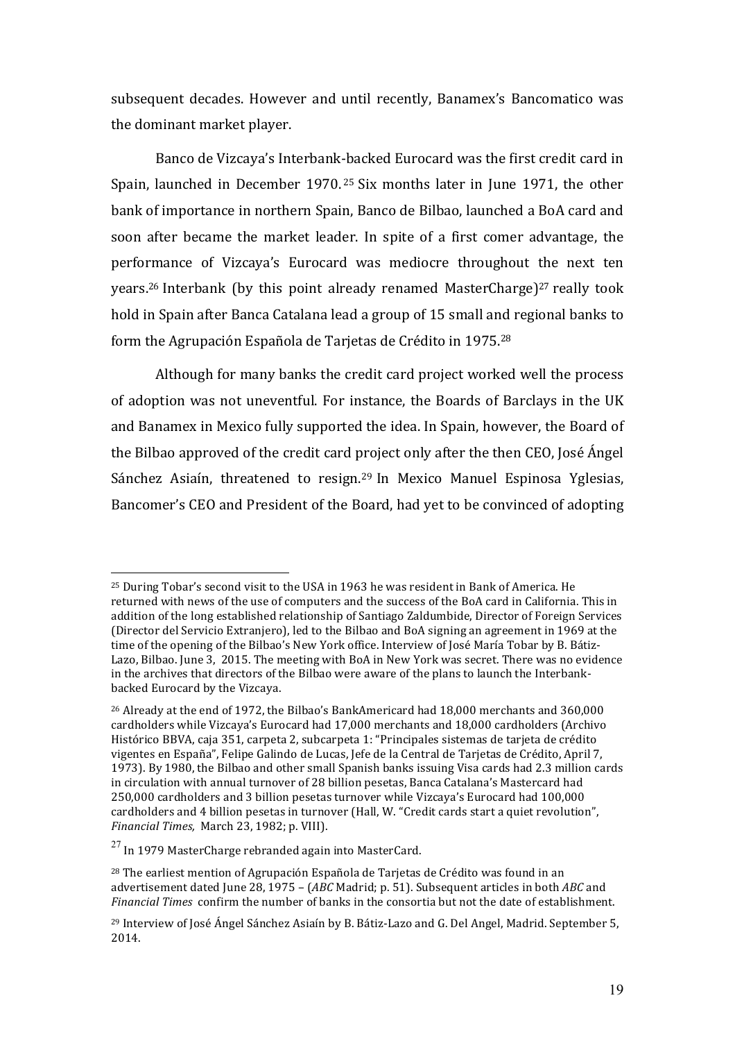subsequent decades. However and until recently, Banamex's Bancomatico was the dominant market player.

Banco de Vizcaya's Interbank-backed Eurocard was the first credit card in Spain, launched in December 1970.[25] Six months later in June 1971, the other bank of importance in northern Spain, Banco de Bilbao, launched a BoA card and soon after became the market leader. In spite of a first comer advantage, the performance of Vizcaya's Eurocard was mediocre throughout the next ten years.[26] Interbank (by this point already renamed MasterCharge)[27] really took hold in Spain after Banca Catalana lead a group of 15 small and regional banks to form the Agrupación Española de Tarjetas de Crédito in 1975.[28]

Although for many banks the credit card project worked well the process of adoption was not uneventful. For instance, the Boards of Barclays in the UK and Banamex in Mexico fully supported the idea. In Spain, however, the Board of the Bilbao approved of the credit card project only after the then CEO, José Ángel Sánchez Asiaín, threatened to resign.[29] In Mexico Manuel Espinosa Yglesias, Bancomer's CEO and President of the Board, had yet to be convinced of adopting

---

[25] During Tobar's second visit to the USA in 1963 he was resident in Bank of America. He returned with news of the use of computers and the success of the BoA card in California. This in addition of the long established relationship of Santiago Zaldumbide, Director of Foreign Services (Director del Servicio Extranjero), led to the Bilbao and BoA signing an agreement in 1969 at the time of the opening of the Bilbao's New York office. Interview of José María Tobar by B. Bátiz-Lazo, Bilbao. June 3, 2015. The meeting with BoA in New York was secret. There was no evidence in the archives that directors of the Bilbao were aware of the plans to launch the Interbank-backed Eurocard by the Vizcaya.

[26] Already at the end of 1972, the Bilbao's BankAmericard had 18,000 merchants and 360,000 cardholders while Vizcaya's Eurocard had 17,000 merchants and 18,000 cardholders (Archivo Histórico BBVA, caja 351, carpeta 2, subcarpeta 1: "Principales sistemas de tarjeta de crédito vigentes en España", Felipe Galindo de Lucas, Jefe de la Central de Tarjetas de Crédito, April 7, 1973). By 1980, the Bilbao and other small Spanish banks issuing Visa cards had 2.3 million cards in circulation with annual turnover of 28 billion pesetas, Banca Catalana's Mastercard had 250,000 cardholders and 3 billion pesetas turnover while Vizcaya's Eurocard had 100,000 cardholders and 4 billion pesetas in turnover (Hall, W. "Credit cards start a quiet revolution", *Financial Times,* March 23, 1982; p. VIII).

[27] In 1979 MasterCharge rebranded again into MasterCard.

[28] The earliest mention of Agrupación Española de Tarjetas de Crédito was found in an advertisement dated June 28, 1975 – (*ABC* Madrid; p. 51). Subsequent articles in both *ABC* and *Financial Times* confirm the number of banks in the consortia but not the date of establishment.

[29] Interview of José Ángel Sánchez Asiaín by B. Bátiz-Lazo and G. Del Angel, Madrid. September 5, 2014.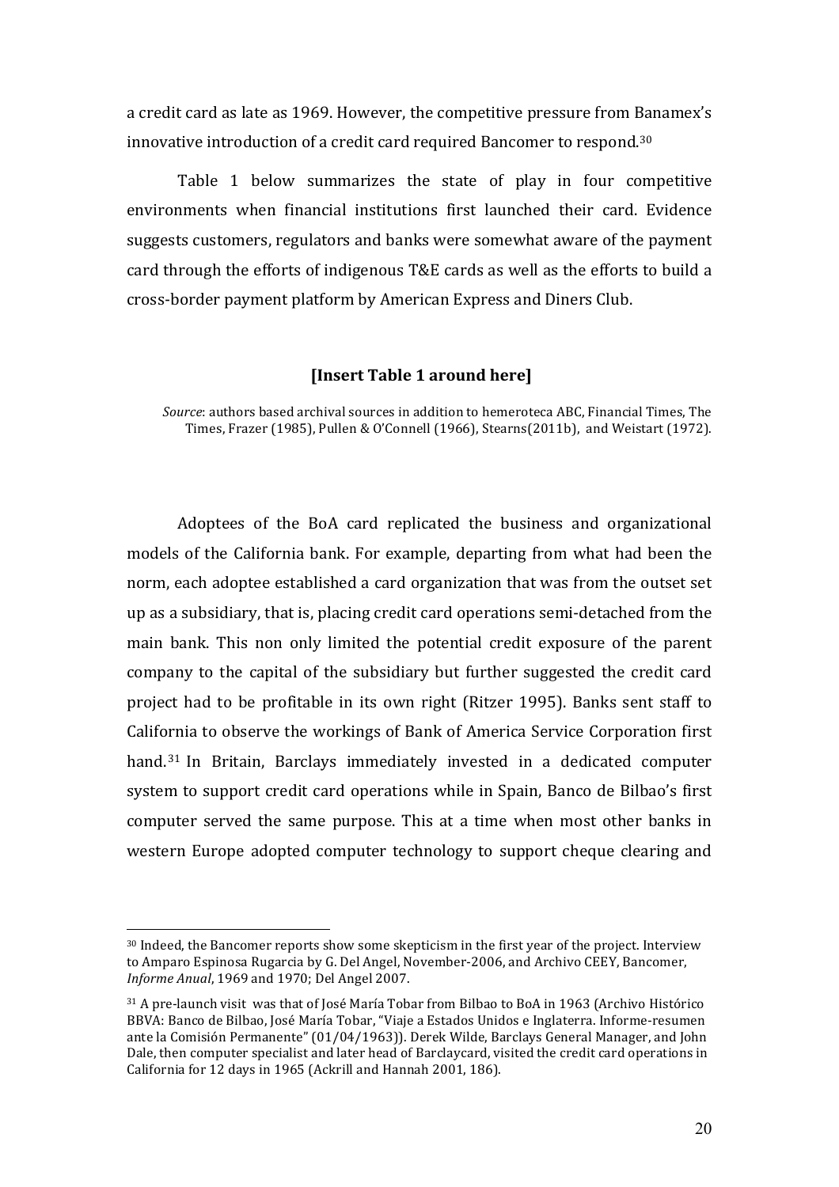a credit card as late as 1969. However, the competitive pressure from Banamex's innovative introduction of a credit card required Bancomer to respond.[30]

Table 1 below summarizes the state of play in four competitive environments when financial institutions first launched their card. Evidence suggests customers, regulators and banks were somewhat aware of the payment card through the efforts of indigenous T&E cards as well as the efforts to build a cross-border payment platform by American Express and Diners Club.

**[Insert Table 1 around here]**

*Source*: authors based archival sources in addition to hemeroteca ABC, Financial Times, The Times, Frazer (1985), Pullen & O'Connell (1966), Stearns(2011b), and Weistart (1972).

Adoptees of the BoA card replicated the business and organizational models of the California bank. For example, departing from what had been the norm, each adoptee established a card organization that was from the outset set up as a subsidiary, that is, placing credit card operations semi-detached from the main bank. This non only limited the potential credit exposure of the parent company to the capital of the subsidiary but further suggested the credit card project had to be profitable in its own right (Ritzer 1995). Banks sent staff to California to observe the workings of Bank of America Service Corporation first hand.[31] In Britain, Barclays immediately invested in a dedicated computer system to support credit card operations while in Spain, Banco de Bilbao's first computer served the same purpose. This at a time when most other banks in western Europe adopted computer technology to support cheque clearing and

[30] Indeed, the Bancomer reports show some skepticism in the first year of the project. Interview to Amparo Espinosa Rugarcia by G. Del Angel, November-2006, and Archivo CEEY, Bancomer, *Informe Anual*, 1969 and 1970; Del Angel 2007.

[31] A pre-launch visit was that of José María Tobar from Bilbao to BoA in 1963 (Archivo Histórico BBVA: Banco de Bilbao, José María Tobar, "Viaje a Estados Unidos e Inglaterra. Informe-resumen ante la Comisión Permanente" (01/04/1963)). Derek Wilde, Barclays General Manager, and John Dale, then computer specialist and later head of Barclaycard, visited the credit card operations in California for 12 days in 1965 (Ackrill and Hannah 2001, 186).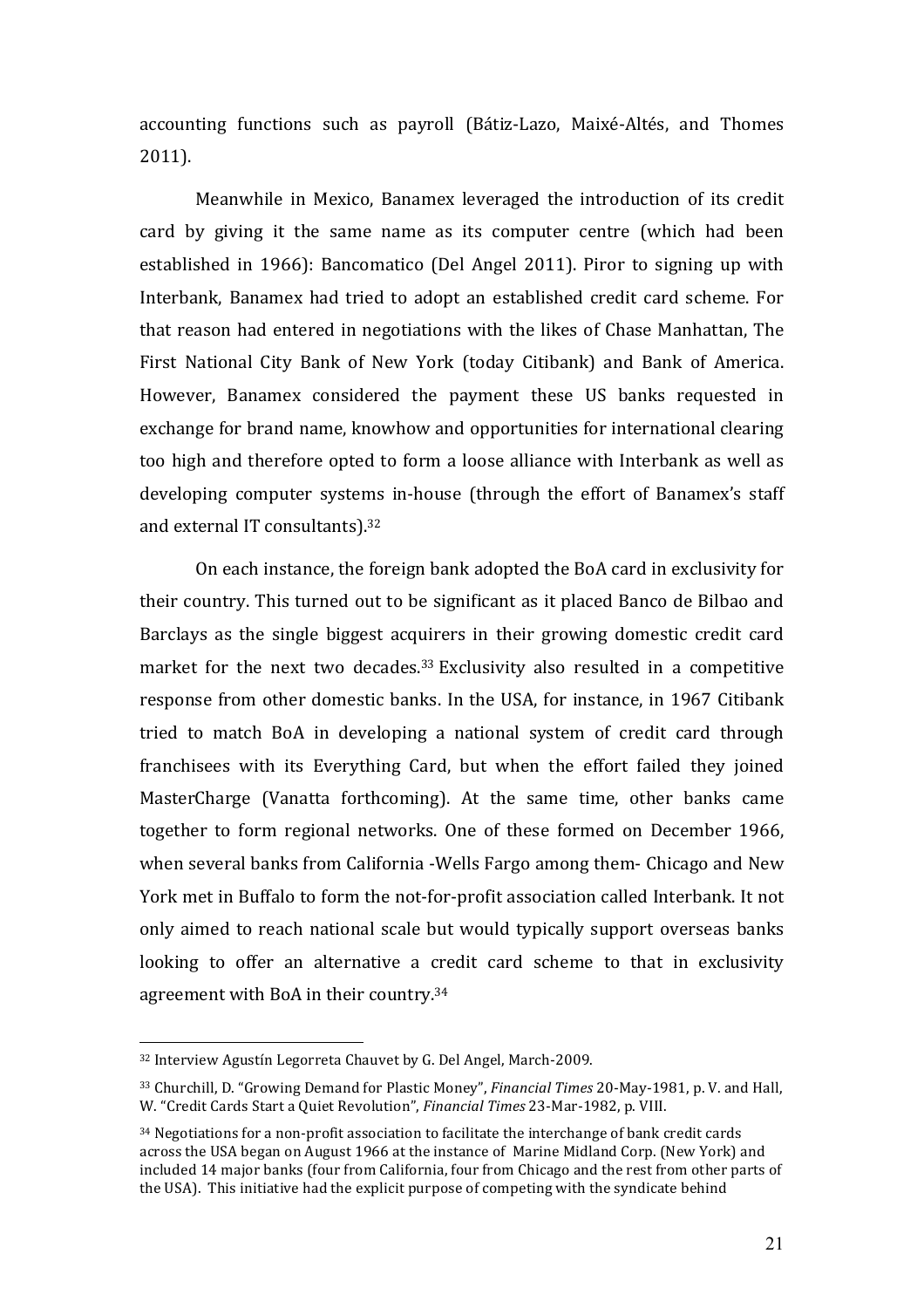accounting functions such as payroll (Bátiz-Lazo, Maixé-Altés, and Thomes 2011).

Meanwhile in Mexico, Banamex leveraged the introduction of its credit card by giving it the same name as its computer centre (which had been established in 1966): Bancomatico (Del Angel 2011). Piror to signing up with Interbank, Banamex had tried to adopt an established credit card scheme. For that reason had entered in negotiations with the likes of Chase Manhattan, The First National City Bank of New York (today Citibank) and Bank of America. However, Banamex considered the payment these US banks requested in exchange for brand name, knowhow and opportunities for international clearing too high and therefore opted to form a loose alliance with Interbank as well as developing computer systems in-house (through the effort of Banamex's staff and external IT consultants).[32]

On each instance, the foreign bank adopted the BoA card in exclusivity for their country. This turned out to be significant as it placed Banco de Bilbao and Barclays as the single biggest acquirers in their growing domestic credit card market for the next two decades.[33] Exclusivity also resulted in a competitive response from other domestic banks. In the USA, for instance, in 1967 Citibank tried to match BoA in developing a national system of credit card through franchisees with its Everything Card, but when the effort failed they joined MasterCharge (Vanatta forthcoming). At the same time, other banks came together to form regional networks. One of these formed on December 1966, when several banks from California -Wells Fargo among them- Chicago and New York met in Buffalo to form the not-for-profit association called Interbank. It not only aimed to reach national scale but would typically support overseas banks looking to offer an alternative a credit card scheme to that in exclusivity agreement with BoA in their country.[34]

---

[32] Interview Agustín Legorreta Chauvet by G. Del Angel, March-2009.

[33] Churchill, D. "Growing Demand for Plastic Money", *Financial Times* 20-May-1981, p. V. and Hall, W. "Credit Cards Start a Quiet Revolution", *Financial Times* 23-Mar-1982, p. VIII.

[34] Negotiations for a non-profit association to facilitate the interchange of bank credit cards across the USA began on August 1966 at the instance of Marine Midland Corp. (New York) and included 14 major banks (four from California, four from Chicago and the rest from other parts of the USA). This initiative had the explicit purpose of competing with the syndicate behind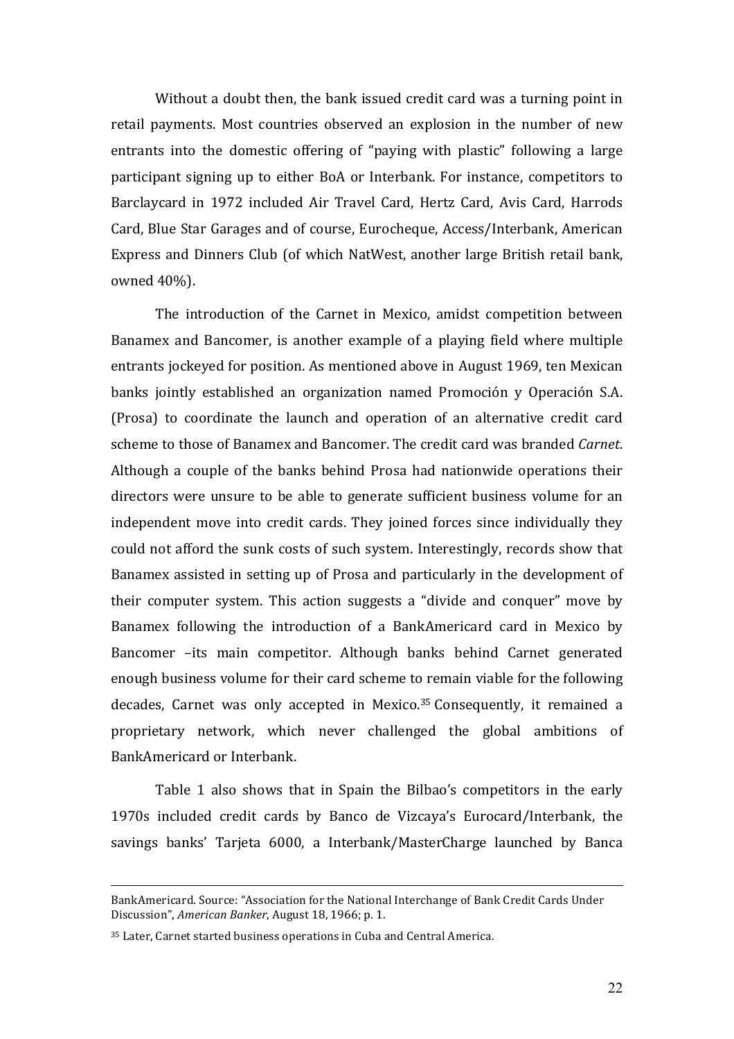Without a doubt then, the bank issued credit card was a turning point in retail payments. Most countries observed an explosion in the number of new entrants into the domestic offering of "paying with plastic" following a large participant signing up to either BoA or Interbank. For instance, competitors to Barclaycard in 1972 included Air Travel Card, Hertz Card, Avis Card, Harrods Card, Blue Star Garages and of course, Eurocheque, Access/Interbank, American Express and Dinners Club (of which NatWest, another large British retail bank, owned 40%).

The introduction of the Carnet in Mexico, amidst competition between Banamex and Bancomer, is another example of a playing field where multiple entrants jockeyed for position. As mentioned above in August 1969, ten Mexican banks jointly established an organization named Promoción y Operación S.A. (Prosa) to coordinate the launch and operation of an alternative credit card scheme to those of Banamex and Bancomer. The credit card was branded *Carnet*. Although a couple of the banks behind Prosa had nationwide operations their directors were unsure to be able to generate sufficient business volume for an independent move into credit cards. They joined forces since individually they could not afford the sunk costs of such system. Interestingly, records show that Banamex assisted in setting up of Prosa and particularly in the development of their computer system. This action suggests a "divide and conquer" move by Banamex following the introduction of a BankAmericard card in Mexico by Bancomer –its main competitor. Although banks behind Carnet generated enough business volume for their card scheme to remain viable for the following decades, Carnet was only accepted in Mexico.[35] Consequently, it remained a proprietary network, which never challenged the global ambitions of BankAmericard or Interbank.

Table 1 also shows that in Spain the Bilbao's competitors in the early 1970s included credit cards by Banco de Vizcaya's Eurocard/Interbank, the savings banks' Tarjeta 6000, a Interbank/MasterCharge launched by Banca

---

BankAmericard. Source: "Association for the National Interchange of Bank Credit Cards Under Discussion", *American Banker*, August 18, 1966; p. 1.

[35] Later, Carnet started business operations in Cuba and Central America.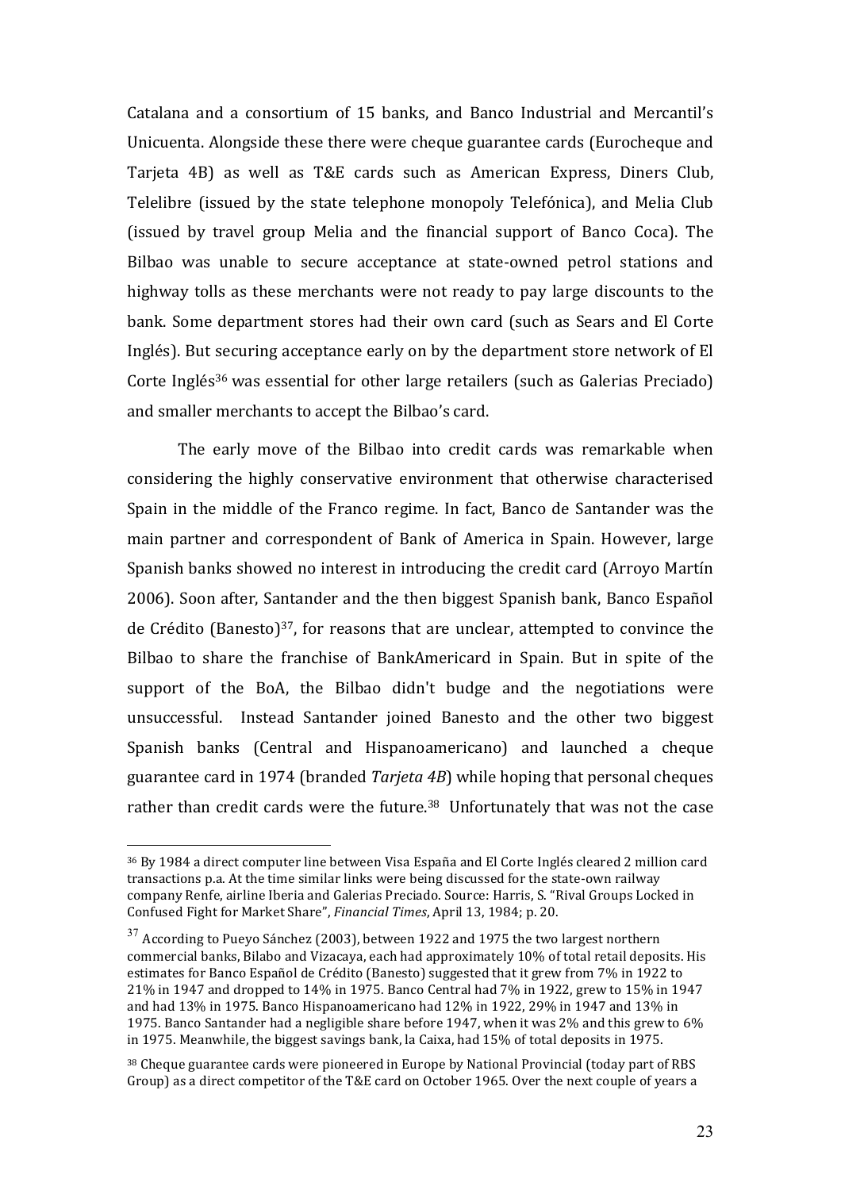Catalana and a consortium of 15 banks, and Banco Industrial and Mercantil's Unicuenta. Alongside these there were cheque guarantee cards (Eurocheque and Tarjeta 4B) as well as T&E cards such as American Express, Diners Club, Telelibre (issued by the state telephone monopoly Telefónica), and Melia Club (issued by travel group Melia and the financial support of Banco Coca). The Bilbao was unable to secure acceptance at state-owned petrol stations and highway tolls as these merchants were not ready to pay large discounts to the bank. Some department stores had their own card (such as Sears and El Corte Inglés). But securing acceptance early on by the department store network of El Corte Inglés[36] was essential for other large retailers (such as Galerias Preciado) and smaller merchants to accept the Bilbao's card.

The early move of the Bilbao into credit cards was remarkable when considering the highly conservative environment that otherwise characterised Spain in the middle of the Franco regime. In fact, Banco de Santander was the main partner and correspondent of Bank of America in Spain. However, large Spanish banks showed no interest in introducing the credit card (Arroyo Martín 2006). Soon after, Santander and the then biggest Spanish bank, Banco Español de Crédito (Banesto)[37], for reasons that are unclear, attempted to convince the Bilbao to share the franchise of BankAmericard in Spain. But in spite of the support of the BoA, the Bilbao didn't budge and the negotiations were unsuccessful. Instead Santander joined Banesto and the other two biggest Spanish banks (Central and Hispanoamericano) and launched a cheque guarantee card in 1974 (branded *Tarjeta 4B*) while hoping that personal cheques rather than credit cards were the future.[38] Unfortunately that was not the case

---

[36] By 1984 a direct computer line between Visa España and El Corte Inglés cleared 2 million card transactions p.a. At the time similar links were being discussed for the state-own railway company Renfe, airline Iberia and Galerias Preciado. Source: Harris, S. "Rival Groups Locked in Confused Fight for Market Share", *Financial Times*, April 13, 1984; p. 20.

[37] According to Pueyo Sánchez (2003), between 1922 and 1975 the two largest northern commercial banks, Bilabo and Vizacaya, each had approximately 10% of total retail deposits. His estimates for Banco Español de Crédito (Banesto) suggested that it grew from 7% in 1922 to 21% in 1947 and dropped to 14% in 1975. Banco Central had 7% in 1922, grew to 15% in 1947 and had 13% in 1975. Banco Hispanoamericano had 12% in 1922, 29% in 1947 and 13% in 1975. Banco Santander had a negligible share before 1947, when it was 2% and this grew to 6% in 1975. Meanwhile, the biggest savings bank, la Caixa, had 15% of total deposits in 1975.

[38] Cheque guarantee cards were pioneered in Europe by National Provincial (today part of RBS Group) as a direct competitor of the T&E card on October 1965. Over the next couple of years a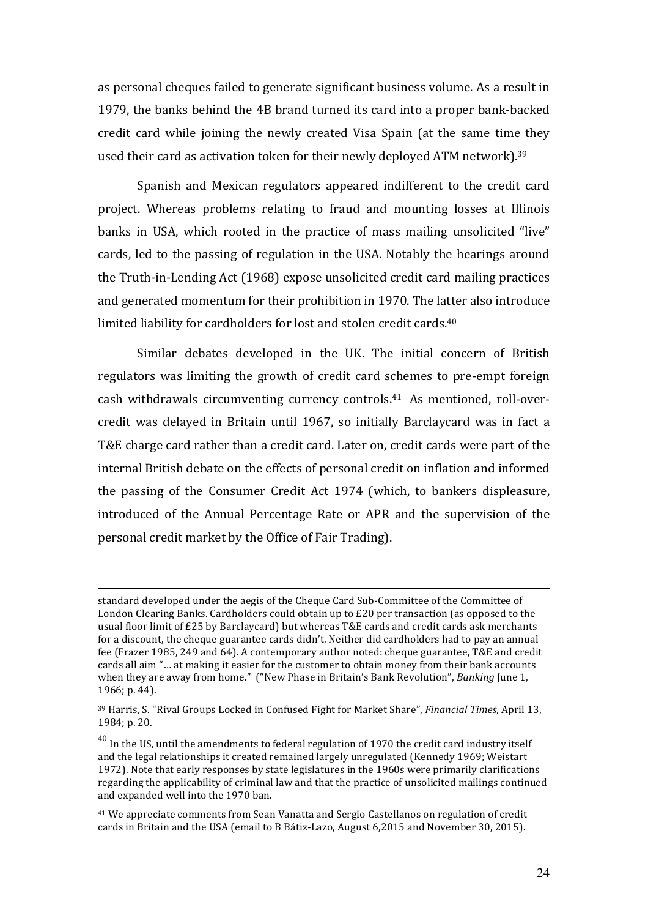as personal cheques failed to generate significant business volume. As a result in 1979, the banks behind the 4B brand turned its card into a proper bank-backed credit card while joining the newly created Visa Spain (at the same time they used their card as activation token for their newly deployed ATM network).[39]

Spanish and Mexican regulators appeared indifferent to the credit card project. Whereas problems relating to fraud and mounting losses at Illinois banks in USA, which rooted in the practice of mass mailing unsolicited "live" cards, led to the passing of regulation in the USA. Notably the hearings around the Truth-in-Lending Act (1968) expose unsolicited credit card mailing practices and generated momentum for their prohibition in 1970. The latter also introduce limited liability for cardholders for lost and stolen credit cards.[40]

Similar debates developed in the UK. The initial concern of British regulators was limiting the growth of credit card schemes to pre-empt foreign cash withdrawals circumventing currency controls.[41] As mentioned, roll-over-credit was delayed in Britain until 1967, so initially Barclaycard was in fact a T&E charge card rather than a credit card. Later on, credit cards were part of the internal British debate on the effects of personal credit on inflation and informed the passing of the Consumer Credit Act 1974 (which, to bankers displeasure, introduced of the Annual Percentage Rate or APR and the supervision of the personal credit market by the Office of Fair Trading).

---

standard developed under the aegis of the Cheque Card Sub-Committee of the Committee of London Clearing Banks. Cardholders could obtain up to £20 per transaction (as opposed to the usual floor limit of £25 by Barclaycard) but whereas T&E cards and credit cards ask merchants for a discount, the cheque guarantee cards didn't. Neither did cardholders had to pay an annual fee (Frazer 1985, 249 and 64). A contemporary author noted: cheque guarantee, T&E and credit cards all aim "… at making it easier for the customer to obtain money from their bank accounts when they are away from home." ("New Phase in Britain's Bank Revolution", *Banking* June 1, 1966; p. 44).

[39] Harris, S. "Rival Groups Locked in Confused Fight for Market Share", *Financial Times*, April 13, 1984; p. 20.

[40] In the US, until the amendments to federal regulation of 1970 the credit card industry itself and the legal relationships it created remained largely unregulated (Kennedy 1969; Weistart 1972). Note that early responses by state legislatures in the 1960s were primarily clarifications regarding the applicability of criminal law and that the practice of unsolicited mailings continued and expanded well into the 1970 ban.

[41] We appreciate comments from Sean Vanatta and Sergio Castellanos on regulation of credit cards in Britain and the USA (email to B Bátiz-Lazo, August 6,2015 and November 30, 2015).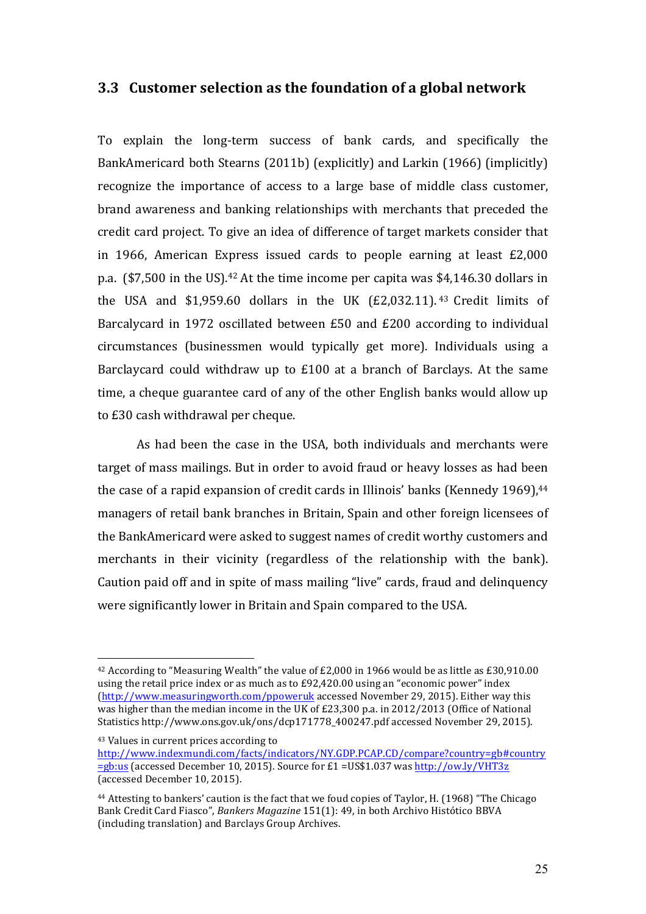## 3.3 Customer selection as the foundation of a global network

To explain the long-term success of bank cards, and specifically the BankAmericard both Stearns (2011b) (explicitly) and Larkin (1966) (implicitly) recognize the importance of access to a large base of middle class customer, brand awareness and banking relationships with merchants that preceded the credit card project. To give an idea of difference of target markets consider that in 1966, American Express issued cards to people earning at least £2,000 p.a. ($7,500 in the US).[42] At the time income per capita was $4,146.30 dollars in the USA and $1,959.60 dollars in the UK (£2,032.11).[43] Credit limits of Barcalycard in 1972 oscillated between £50 and £200 according to individual circumstances (businessmen would typically get more). Individuals using a Barclaycard could withdraw up to £100 at a branch of Barclays. At the same time, a cheque guarantee card of any of the other English banks would allow up to £30 cash withdrawal per cheque.

As had been the case in the USA, both individuals and merchants were target of mass mailings. But in order to avoid fraud or heavy losses as had been the case of a rapid expansion of credit cards in Illinois' banks (Kennedy 1969),[44] managers of retail bank branches in Britain, Spain and other foreign licensees of the BankAmericard were asked to suggest names of credit worthy customers and merchants in their vicinity (regardless of the relationship with the bank). Caution paid off and in spite of mass mailing "live" cards, fraud and delinquency were significantly lower in Britain and Spain compared to the USA.

---

[42] According to "Measuring Wealth" the value of £2,000 in 1966 would be as little as £30,910.00 using the retail price index or as much as to £92,420.00 using an "economic power" index (http://www.measuringworth.com/ppoweruk accessed November 29, 2015). Either way this was higher than the median income in the UK of £23,300 p.a. in 2012/2013 (Office of National Statistics http://www.ons.gov.uk/ons/dcp171778_400247.pdf accessed November 29, 2015).

[43] Values in current prices according to http://www.indexmundi.com/facts/indicators/NY.GDP.PCAP.CD/compare?country=gb#country=gb:us (accessed December 10, 2015). Source for £1 =US$1.037 was http://ow.ly/VHT3z (accessed December 10, 2015).

[44] Attesting to bankers' caution is the fact that we foud copies of Taylor, H. (1968) "The Chicago Bank Credit Card Fiasco", *Bankers Magazine* 151(1): 49, in both Archivo Histótico BBVA (including translation) and Barclays Group Archives.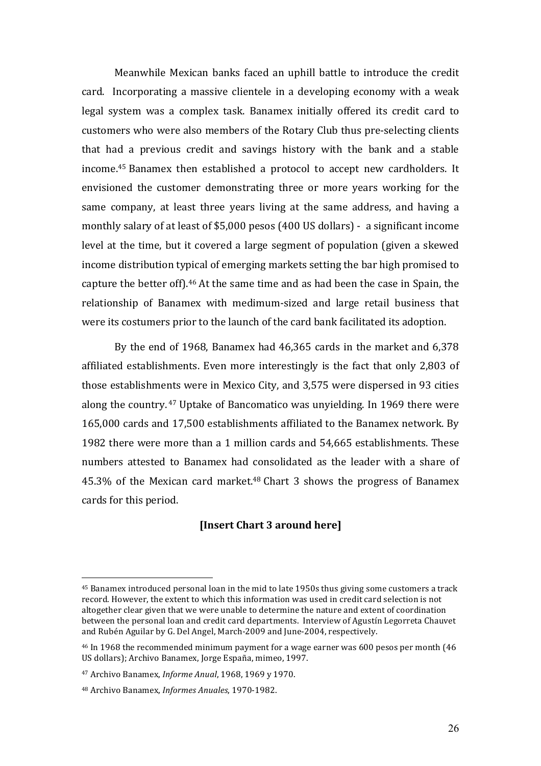Meanwhile Mexican banks faced an uphill battle to introduce the credit card. Incorporating a massive clientele in a developing economy with a weak legal system was a complex task. Banamex initially offered its credit card to customers who were also members of the Rotary Club thus pre-selecting clients that had a previous credit and savings history with the bank and a stable income.[45] Banamex then established a protocol to accept new cardholders. It envisioned the customer demonstrating three or more years working for the same company, at least three years living at the same address, and having a monthly salary of at least of $5,000 pesos (400 US dollars) - a significant income level at the time, but it covered a large segment of population (given a skewed income distribution typical of emerging markets setting the bar high promised to capture the better off).[46] At the same time and as had been the case in Spain, the relationship of Banamex with medimum-sized and large retail business that were its costumers prior to the launch of the card bank facilitated its adoption.

By the end of 1968, Banamex had 46,365 cards in the market and 6,378 affiliated establishments. Even more interestingly is the fact that only 2,803 of those establishments were in Mexico City, and 3,575 were dispersed in 93 cities along the country.[47] Uptake of Bancomatico was unyielding. In 1969 there were 165,000 cards and 17,500 establishments affiliated to the Banamex network. By 1982 there were more than a 1 million cards and 54,665 establishments. These numbers attested to Banamex had consolidated as the leader with a share of 45.3% of the Mexican card market.[48] Chart 3 shows the progress of Banamex cards for this period.

**[Insert Chart 3 around here]**

---

[45] Banamex introduced personal loan in the mid to late 1950s thus giving some customers a track record. However, the extent to which this information was used in credit card selection is not altogether clear given that we were unable to determine the nature and extent of coordination between the personal loan and credit card departments. Interview of Agustín Legorreta Chauvet and Rubén Aguilar by G. Del Angel, March-2009 and June-2004, respectively.

[46] In 1968 the recommended minimum payment for a wage earner was 600 pesos per month (46 US dollars); Archivo Banamex, Jorge España, mimeo, 1997.

[47] Archivo Banamex, *Informe Anual*, 1968, 1969 y 1970.

[48] Archivo Banamex, *Informes Anuales*, 1970-1982.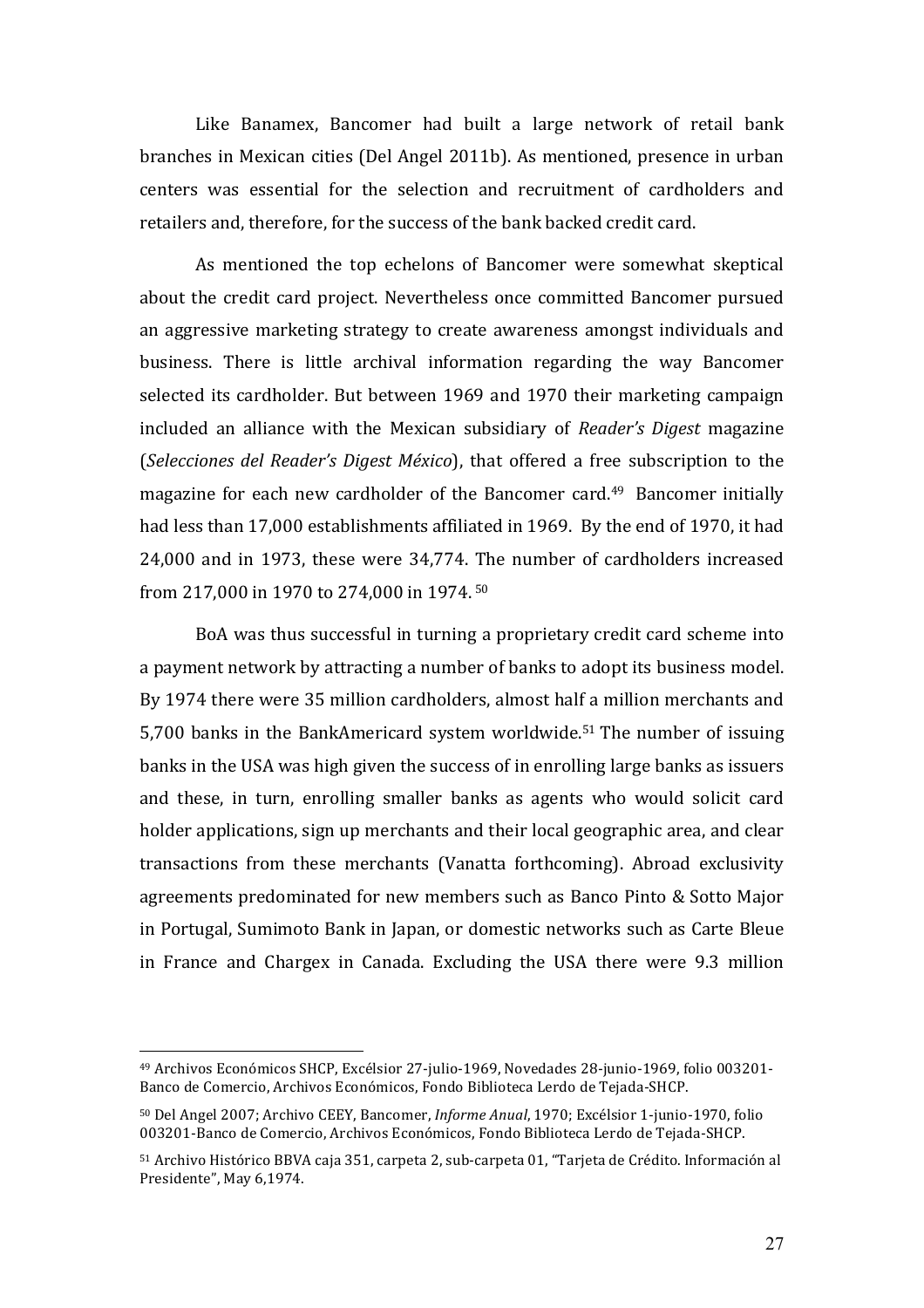Like Banamex, Bancomer had built a large network of retail bank branches in Mexican cities (Del Angel 2011b). As mentioned, presence in urban centers was essential for the selection and recruitment of cardholders and retailers and, therefore, for the success of the bank backed credit card.

As mentioned the top echelons of Bancomer were somewhat skeptical about the credit card project. Nevertheless once committed Bancomer pursued an aggressive marketing strategy to create awareness amongst individuals and business. There is little archival information regarding the way Bancomer selected its cardholder. But between 1969 and 1970 their marketing campaign included an alliance with the Mexican subsidiary of *Reader's Digest* magazine (*Selecciones del Reader's Digest México*), that offered a free subscription to the magazine for each new cardholder of the Bancomer card.[49] Bancomer initially had less than 17,000 establishments affiliated in 1969. By the end of 1970, it had 24,000 and in 1973, these were 34,774. The number of cardholders increased from 217,000 in 1970 to 274,000 in 1974.[50]

BoA was thus successful in turning a proprietary credit card scheme into a payment network by attracting a number of banks to adopt its business model. By 1974 there were 35 million cardholders, almost half a million merchants and 5,700 banks in the BankAmericard system worldwide.[51] The number of issuing banks in the USA was high given the success of in enrolling large banks as issuers and these, in turn, enrolling smaller banks as agents who would solicit card holder applications, sign up merchants and their local geographic area, and clear transactions from these merchants (Vanatta forthcoming). Abroad exclusivity agreements predominated for new members such as Banco Pinto & Sotto Major in Portugal, Sumimoto Bank in Japan, or domestic networks such as Carte Bleue in France and Chargex in Canada. Excluding the USA there were 9.3 million

[49] Archivos Económicos SHCP, Excélsior 27-julio-1969, Novedades 28-junio-1969, folio 003201-Banco de Comercio, Archivos Económicos, Fondo Biblioteca Lerdo de Tejada-SHCP.

[50] Del Angel 2007; Archivo CEEY, Bancomer, *Informe Anual*, 1970; Excélsior 1-junio-1970, folio 003201-Banco de Comercio, Archivos Económicos, Fondo Biblioteca Lerdo de Tejada-SHCP.

[51] Archivo Histórico BBVA caja 351, carpeta 2, sub-carpeta 01, "Tarjeta de Crédito. Información al Presidente", May 6,1974.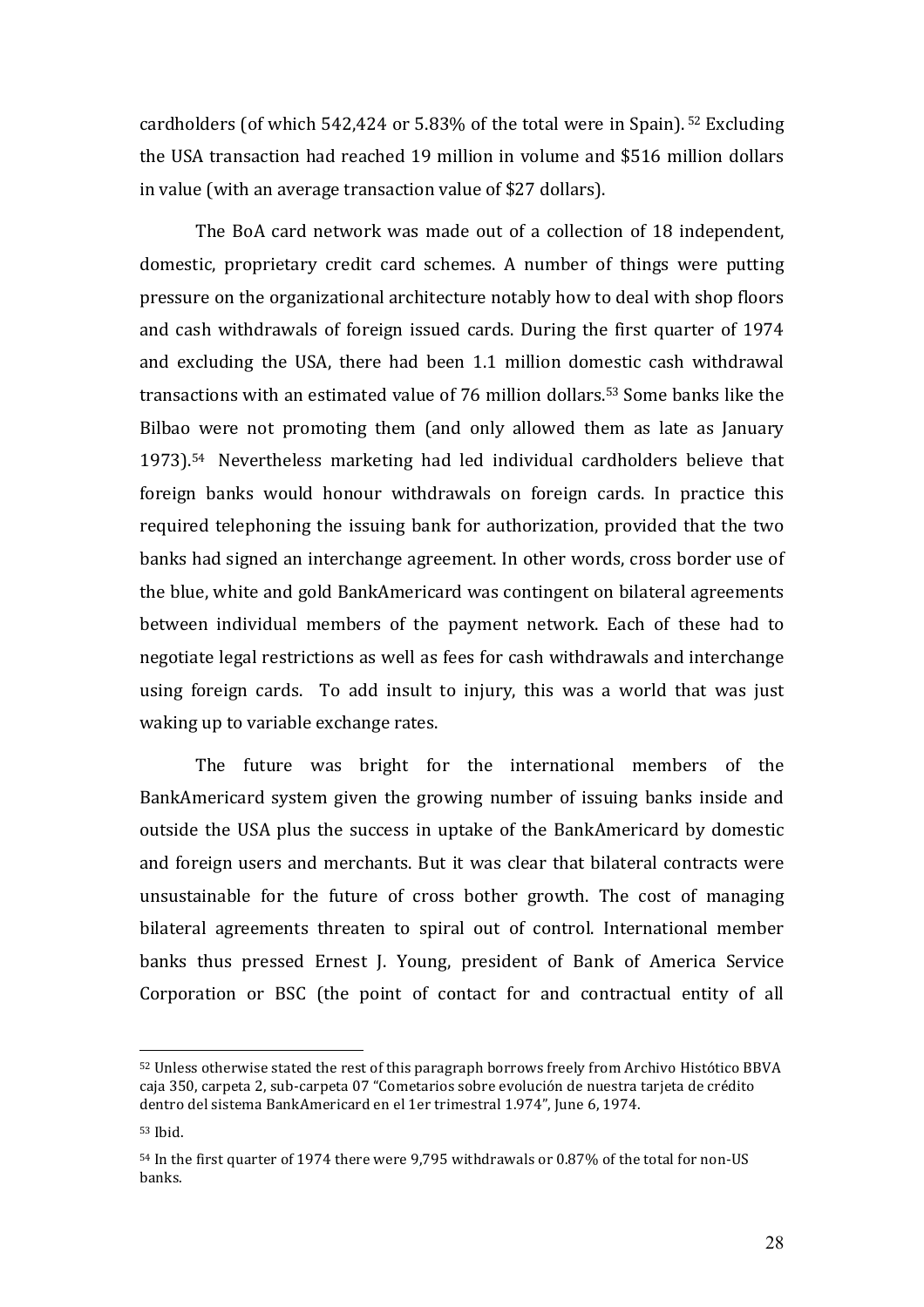cardholders (of which 542,424 or 5.83% of the total were in Spain). [52] Excluding the USA transaction had reached 19 million in volume and $516 million dollars in value (with an average transaction value of $27 dollars).

The BoA card network was made out of a collection of 18 independent, domestic, proprietary credit card schemes. A number of things were putting pressure on the organizational architecture notably how to deal with shop floors and cash withdrawals of foreign issued cards. During the first quarter of 1974 and excluding the USA, there had been 1.1 million domestic cash withdrawal transactions with an estimated value of 76 million dollars.[53] Some banks like the Bilbao were not promoting them (and only allowed them as late as January 1973).[54] Nevertheless marketing had led individual cardholders believe that foreign banks would honour withdrawals on foreign cards. In practice this required telephoning the issuing bank for authorization, provided that the two banks had signed an interchange agreement. In other words, cross border use of the blue, white and gold BankAmericard was contingent on bilateral agreements between individual members of the payment network. Each of these had to negotiate legal restrictions as well as fees for cash withdrawals and interchange using foreign cards. To add insult to injury, this was a world that was just waking up to variable exchange rates.

The future was bright for the international members of the BankAmericard system given the growing number of issuing banks inside and outside the USA plus the success in uptake of the BankAmericard by domestic and foreign users and merchants. But it was clear that bilateral contracts were unsustainable for the future of cross bother growth. The cost of managing bilateral agreements threaten to spiral out of control. International member banks thus pressed Ernest J. Young, president of Bank of America Service Corporation or BSC (the point of contact for and contractual entity of all

---

[52] Unless otherwise stated the rest of this paragraph borrows freely from Archivo Histótico BBVA caja 350, carpeta 2, sub-carpeta 07 "Cometarios sobre evolución de nuestra tarjeta de crédito dentro del sistema BankAmericard en el 1er trimestral 1.974", June 6, 1974.

[53] Ibid.

[54] In the first quarter of 1974 there were 9,795 withdrawals or 0.87% of the total for non-US banks.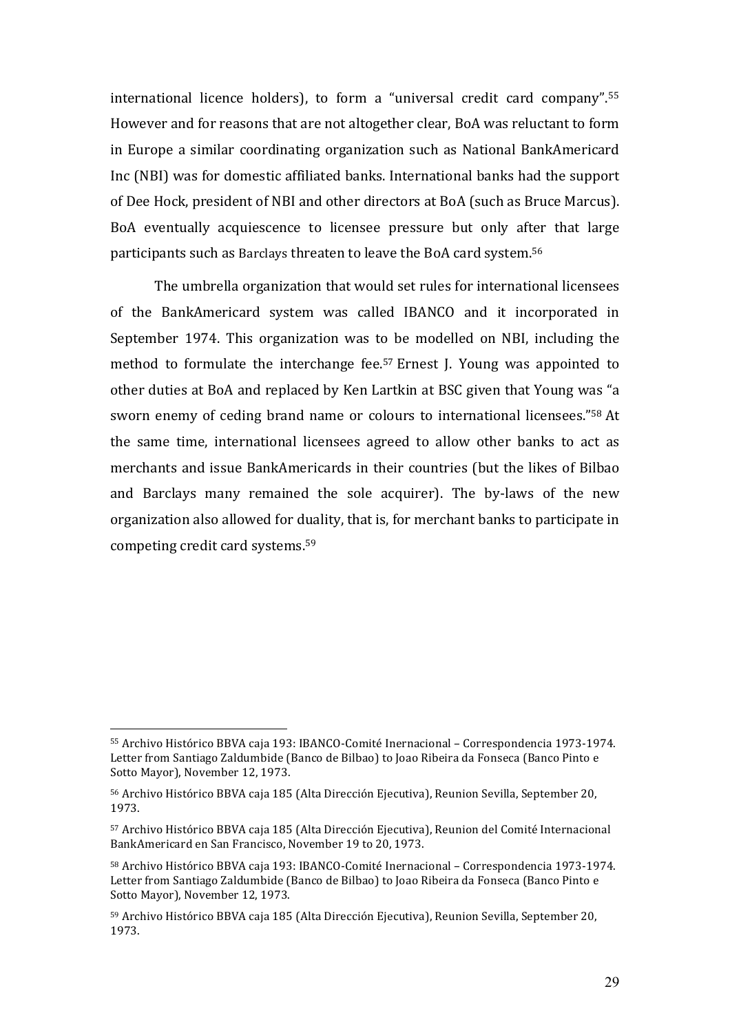international licence holders), to form a "universal credit card company".[55] However and for reasons that are not altogether clear, BoA was reluctant to form in Europe a similar coordinating organization such as National BankAmericard Inc (NBI) was for domestic affiliated banks. International banks had the support of Dee Hock, president of NBI and other directors at BoA (such as Bruce Marcus). BoA eventually acquiescence to licensee pressure but only after that large participants such as Barclays threaten to leave the BoA card system.[56]

The umbrella organization that would set rules for international licensees of the BankAmericard system was called IBANCO and it incorporated in September 1974. This organization was to be modelled on NBI, including the method to formulate the interchange fee.[57] Ernest J. Young was appointed to other duties at BoA and replaced by Ken Lartkin at BSC given that Young was "a sworn enemy of ceding brand name or colours to international licensees."[58] At the same time, international licensees agreed to allow other banks to act as merchants and issue BankAmericards in their countries (but the likes of Bilbao and Barclays many remained the sole acquirer). The by-laws of the new organization also allowed for duality, that is, for merchant banks to participate in competing credit card systems.[59]

---

[55] Archivo Histórico BBVA caja 193: IBANCO-Comité Inernacional – Correspondencia 1973-1974. Letter from Santiago Zaldumbide (Banco de Bilbao) to Joao Ribeira da Fonseca (Banco Pinto e Sotto Mayor), November 12, 1973.

[56] Archivo Histórico BBVA caja 185 (Alta Dirección Ejecutiva), Reunion Sevilla, September 20, 1973.

[57] Archivo Histórico BBVA caja 185 (Alta Dirección Ejecutiva), Reunion del Comité Internacional BankAmericard en San Francisco, November 19 to 20, 1973.

[58] Archivo Histórico BBVA caja 193: IBANCO-Comité Inernacional – Correspondencia 1973-1974. Letter from Santiago Zaldumbide (Banco de Bilbao) to Joao Ribeira da Fonseca (Banco Pinto e Sotto Mayor), November 12, 1973.

[59] Archivo Histórico BBVA caja 185 (Alta Dirección Ejecutiva), Reunion Sevilla, September 20, 1973.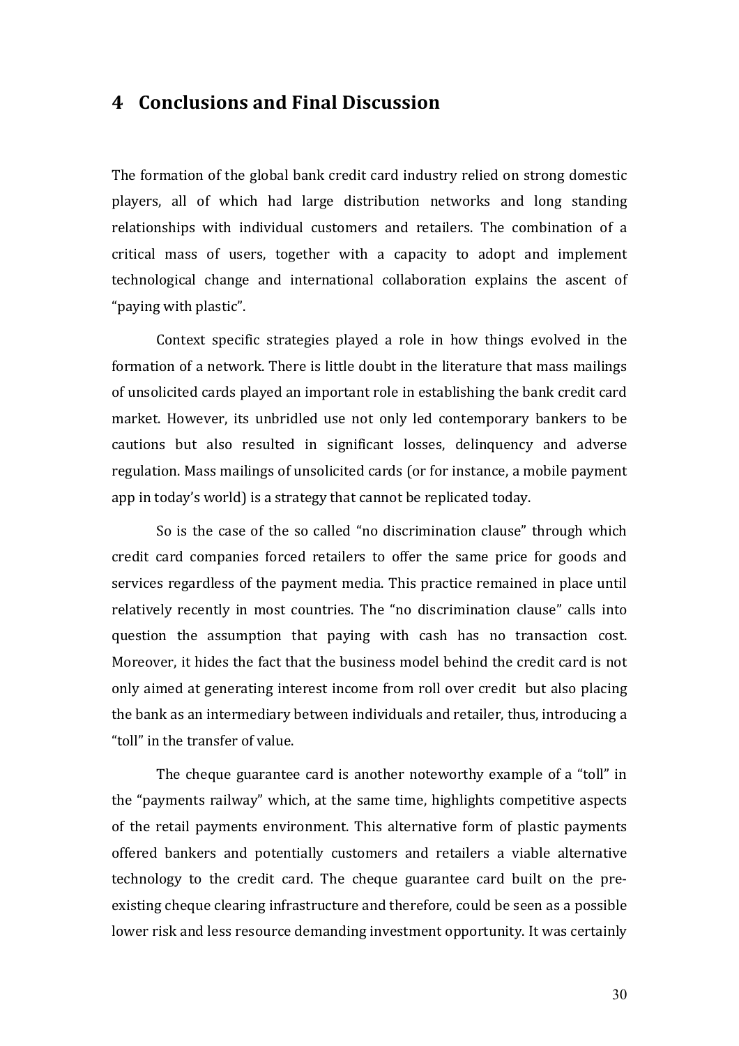## 4 Conclusions and Final Discussion

The formation of the global bank credit card industry relied on strong domestic players, all of which had large distribution networks and long standing relationships with individual customers and retailers. The combination of a critical mass of users, together with a capacity to adopt and implement technological change and international collaboration explains the ascent of "paying with plastic".

Context specific strategies played a role in how things evolved in the formation of a network. There is little doubt in the literature that mass mailings of unsolicited cards played an important role in establishing the bank credit card market. However, its unbridled use not only led contemporary bankers to be cautions but also resulted in significant losses, delinquency and adverse regulation. Mass mailings of unsolicited cards (or for instance, a mobile payment app in today's world) is a strategy that cannot be replicated today.

So is the case of the so called "no discrimination clause" through which credit card companies forced retailers to offer the same price for goods and services regardless of the payment media. This practice remained in place until relatively recently in most countries. The "no discrimination clause" calls into question the assumption that paying with cash has no transaction cost. Moreover, it hides the fact that the business model behind the credit card is not only aimed at generating interest income from roll over credit but also placing the bank as an intermediary between individuals and retailer, thus, introducing a "toll" in the transfer of value.

The cheque guarantee card is another noteworthy example of a "toll" in the "payments railway" which, at the same time, highlights competitive aspects of the retail payments environment. This alternative form of plastic payments offered bankers and potentially customers and retailers a viable alternative technology to the credit card. The cheque guarantee card built on the pre-existing cheque clearing infrastructure and therefore, could be seen as a possible lower risk and less resource demanding investment opportunity. It was certainly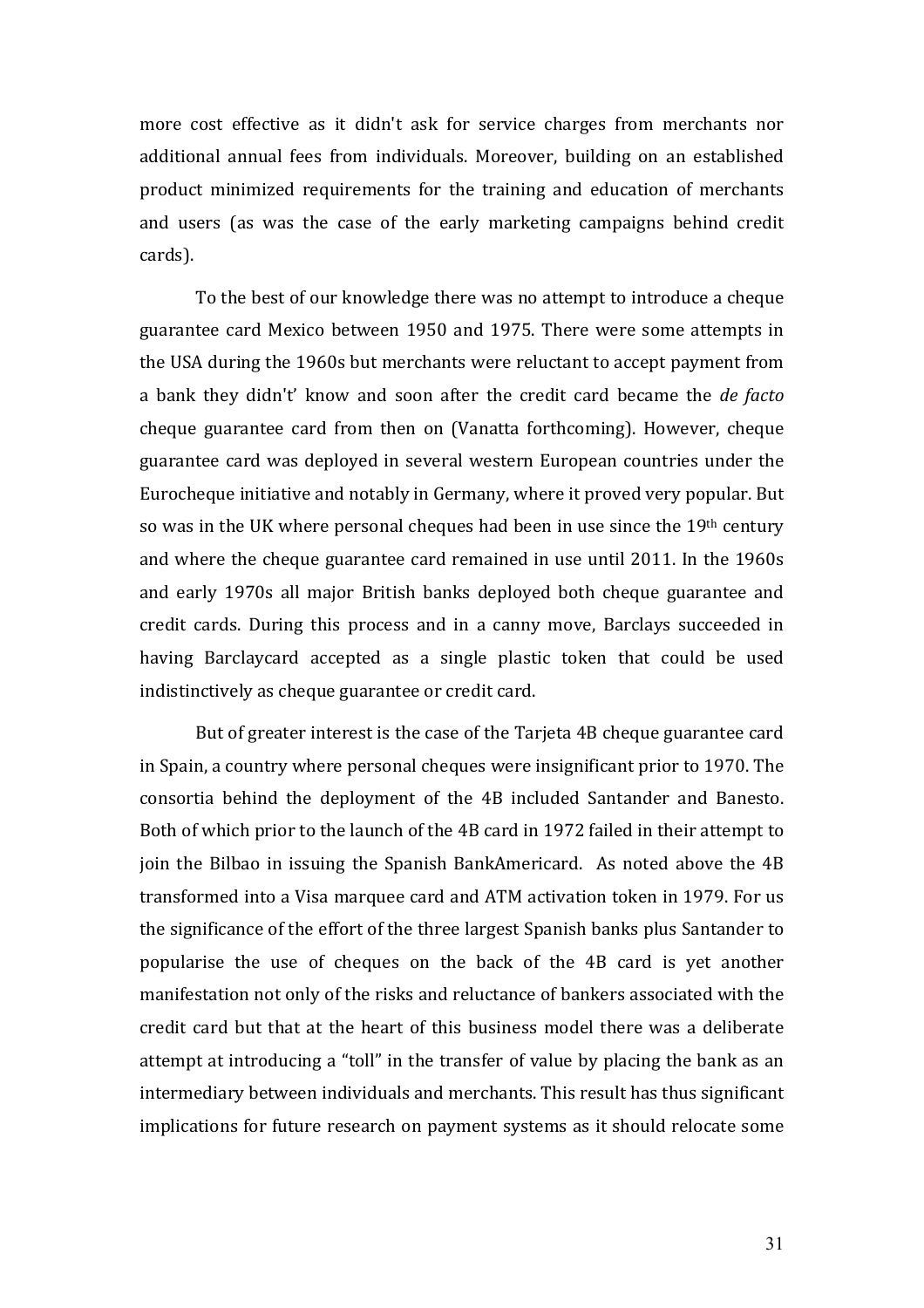more cost effective as it didn't ask for service charges from merchants nor additional annual fees from individuals. Moreover, building on an established product minimized requirements for the training and education of merchants and users (as was the case of the early marketing campaigns behind credit cards).

To the best of our knowledge there was no attempt to introduce a cheque guarantee card Mexico between 1950 and 1975. There were some attempts in the USA during the 1960s but merchants were reluctant to accept payment from a bank they didn't' know and soon after the credit card became the *de facto* cheque guarantee card from then on (Vanatta forthcoming). However, cheque guarantee card was deployed in several western European countries under the Eurocheque initiative and notably in Germany, where it proved very popular. But so was in the UK where personal cheques had been in use since the 19th century and where the cheque guarantee card remained in use until 2011. In the 1960s and early 1970s all major British banks deployed both cheque guarantee and credit cards. During this process and in a canny move, Barclays succeeded in having Barclaycard accepted as a single plastic token that could be used indistinctively as cheque guarantee or credit card.

But of greater interest is the case of the Tarjeta 4B cheque guarantee card in Spain, a country where personal cheques were insignificant prior to 1970. The consortia behind the deployment of the 4B included Santander and Banesto. Both of which prior to the launch of the 4B card in 1972 failed in their attempt to join the Bilbao in issuing the Spanish BankAmericard. As noted above the 4B transformed into a Visa marquee card and ATM activation token in 1979. For us the significance of the effort of the three largest Spanish banks plus Santander to popularise the use of cheques on the back of the 4B card is yet another manifestation not only of the risks and reluctance of bankers associated with the credit card but that at the heart of this business model there was a deliberate attempt at introducing a "toll" in the transfer of value by placing the bank as an intermediary between individuals and merchants. This result has thus significant implications for future research on payment systems as it should relocate some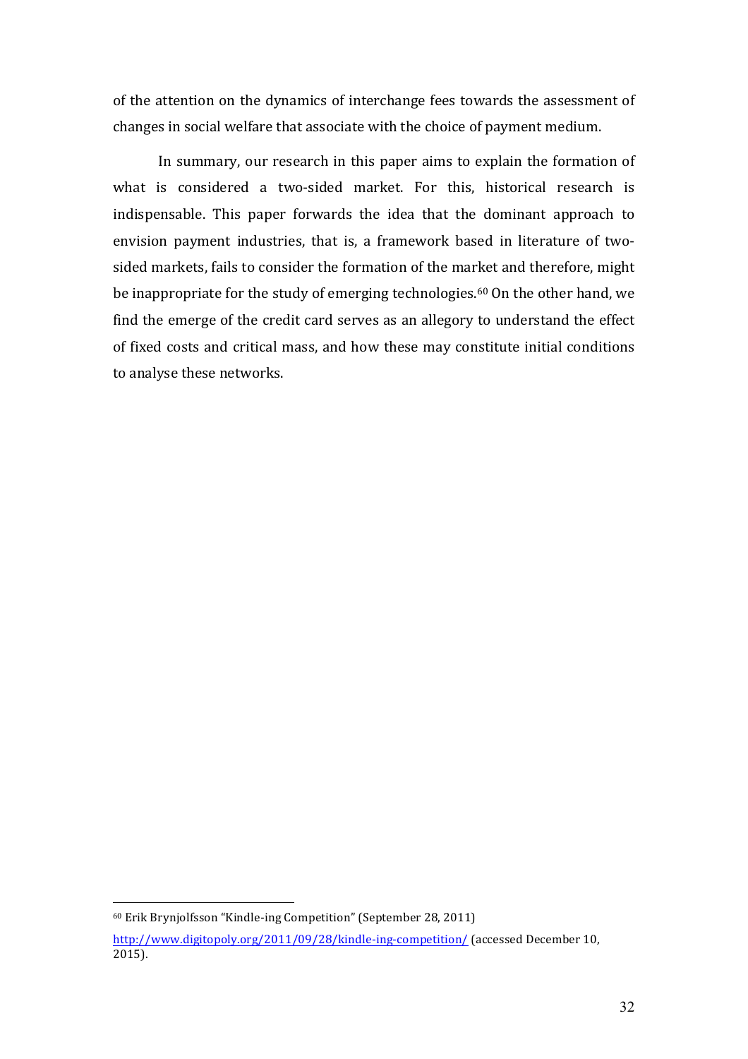of the attention on the dynamics of interchange fees towards the assessment of changes in social welfare that associate with the choice of payment medium.

In summary, our research in this paper aims to explain the formation of what is considered a two-sided market. For this, historical research is indispensable. This paper forwards the idea that the dominant approach to envision payment industries, that is, a framework based in literature of two-sided markets, fails to consider the formation of the market and therefore, might be inappropriate for the study of emerging technologies.[60] On the other hand, we find the emerge of the credit card serves as an allegory to understand the effect of fixed costs and critical mass, and how these may constitute initial conditions to analyse these networks.

---

[60] Erik Brynjolfsson "Kindle-ing Competition" (September 28, 2011) http://www.digitopoly.org/2011/09/28/kindle-ing-competition/ (accessed December 10, 2015).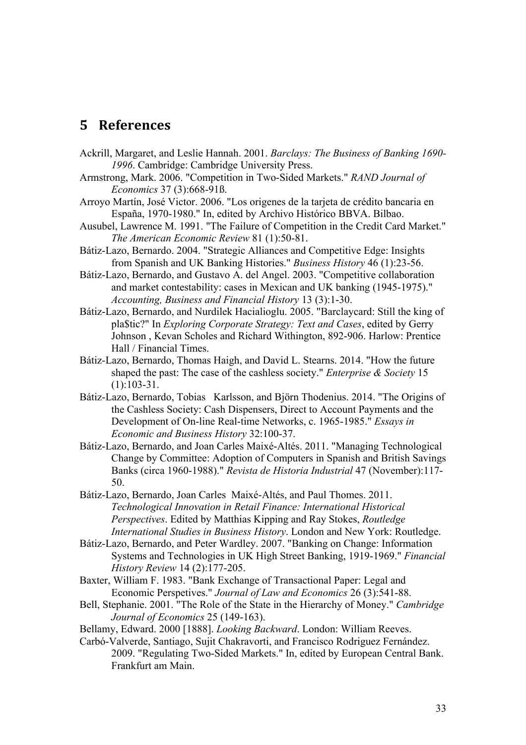# 5 References

Ackrill, Margaret, and Leslie Hannah. 2001. *Barclays: The Business of Banking 1690-1996*. Cambridge: Cambridge University Press.

Armstrong, Mark. 2006. "Competition in Two-Sided Markets." *RAND Journal of Economics* 37 (3):668-91ß.

Arroyo Martín, José Victor. 2006. "Los origenes de la tarjeta de crédito bancaria en España, 1970-1980." In, edited by Archivo Histórico BBVA. Bilbao.

Ausubel, Lawrence M. 1991. "The Failure of Competition in the Credit Card Market." *The American Economic Review* 81 (1):50-81.

Bátiz-Lazo, Bernardo. 2004. "Strategic Alliances and Competitive Edge: Insights from Spanish and UK Banking Histories." *Business History* 46 (1):23-56.

Bátiz-Lazo, Bernardo, and Gustavo A. del Angel. 2003. "Competitive collaboration and market contestability: cases in Mexican and UK banking (1945-1975)." *Accounting, Business and Financial History* 13 (3):1-30.

Bátiz-Lazo, Bernardo, and Nurdilek Hacialioglu. 2005. "Barclaycard: Still the king of pla$tic?" In *Exploring Corporate Strategy: Text and Cases*, edited by Gerry Johnson , Kevan Scholes and Richard Withington, 892-906. Harlow: Prentice Hall / Financial Times.

Bátiz-Lazo, Bernardo, Thomas Haigh, and David L. Stearns. 2014. "How the future shaped the past: The case of the cashless society." *Enterprise & Society* 15 (1):103-31.

Bátiz-Lazo, Bernardo, Tobias Karlsson, and Björn Thodenius. 2014. "The Origins of the Cashless Society: Cash Dispensers, Direct to Account Payments and the Development of On-line Real-time Networks, c. 1965-1985." *Essays in Economic and Business History* 32:100-37.

Bátiz-Lazo, Bernardo, and Joan Carles Maixé-Altés. 2011. "Managing Technological Change by Committee: Adoption of Computers in Spanish and British Savings Banks (circa 1960-1988)." *Revista de Historia Industrial* 47 (November):117-50.

Bátiz-Lazo, Bernardo, Joan Carles Maixé-Altés, and Paul Thomes. 2011. *Technological Innovation in Retail Finance: International Historical Perspectives*. Edited by Matthias Kipping and Ray Stokes, *Routledge International Studies in Business History*. London and New York: Routledge.

Bátiz-Lazo, Bernardo, and Peter Wardley. 2007. "Banking on Change: Information Systems and Technologies in UK High Street Banking, 1919-1969." *Financial History Review* 14 (2):177-205.

Baxter, William F. 1983. "Bank Exchange of Transactional Paper: Legal and Economic Perspetives." *Journal of Law and Economics* 26 (3):541-88.

Bell, Stephanie. 2001. "The Role of the State in the Hierarchy of Money." *Cambridge Journal of Economics* 25 (149-163).

Bellamy, Edward. 2000 [1888]. *Looking Backward*. London: William Reeves.

Carbó-Valverde, Santiago, Sujit Chakravorti, and Francisco Rodriguez Fernández. 2009. "Regulating Two-Sided Markets." In, edited by European Central Bank. Frankfurt am Main.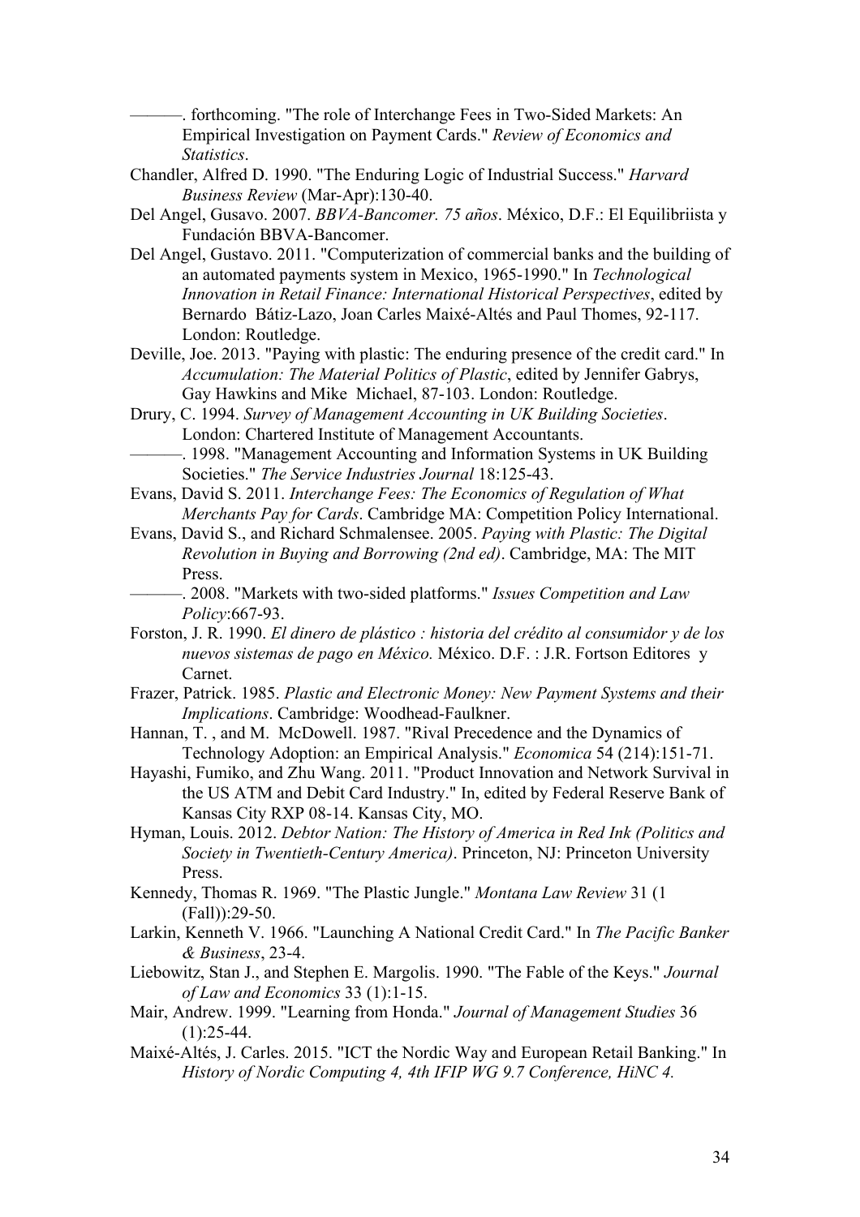———. forthcoming. "The role of Interchange Fees in Two-Sided Markets: An Empirical Investigation on Payment Cards." *Review of Economics and Statistics*.

Chandler, Alfred D. 1990. "The Enduring Logic of Industrial Success." *Harvard Business Review* (Mar-Apr):130-40.

Del Angel, Gusavo. 2007. *BBVA-Bancomer. 75 años*. México, D.F.: El Equilibriista y Fundación BBVA-Bancomer.

Del Angel, Gustavo. 2011. "Computerization of commercial banks and the building of an automated payments system in Mexico, 1965-1990." In *Technological Innovation in Retail Finance: International Historical Perspectives*, edited by Bernardo Bátiz-Lazo, Joan Carles Maixé-Altés and Paul Thomes, 92-117. London: Routledge.

Deville, Joe. 2013. "Paying with plastic: The enduring presence of the credit card." In *Accumulation: The Material Politics of Plastic*, edited by Jennifer Gabrys, Gay Hawkins and Mike Michael, 87-103. London: Routledge.

Drury, C. 1994. *Survey of Management Accounting in UK Building Societies*. London: Chartered Institute of Management Accountants.

———. 1998. "Management Accounting and Information Systems in UK Building Societies." *The Service Industries Journal* 18:125-43.

Evans, David S. 2011. *Interchange Fees: The Economics of Regulation of What Merchants Pay for Cards*. Cambridge MA: Competition Policy International.

Evans, David S., and Richard Schmalensee. 2005. *Paying with Plastic: The Digital Revolution in Buying and Borrowing (2nd ed)*. Cambridge, MA: The MIT Press.

———. 2008. "Markets with two-sided platforms." *Issues Competition and Law Policy*:667-93.

Forston, J. R. 1990. *El dinero de plástico : historia del crédito al consumidor y de los nuevos sistemas de pago en México.* México. D.F. : J.R. Fortson Editores y Carnet.

Frazer, Patrick. 1985. *Plastic and Electronic Money: New Payment Systems and their Implications*. Cambridge: Woodhead-Faulkner.

Hannan, T. , and M. McDowell. 1987. "Rival Precedence and the Dynamics of Technology Adoption: an Empirical Analysis." *Economica* 54 (214):151-71.

Hayashi, Fumiko, and Zhu Wang. 2011. "Product Innovation and Network Survival in the US ATM and Debit Card Industry." In, edited by Federal Reserve Bank of Kansas City RXP 08-14. Kansas City, MO.

Hyman, Louis. 2012. *Debtor Nation: The History of America in Red Ink (Politics and Society in Twentieth-Century America)*. Princeton, NJ: Princeton University Press.

Kennedy, Thomas R. 1969. "The Plastic Jungle." *Montana Law Review* 31 (1 (Fall)):29-50.

Larkin, Kenneth V. 1966. "Launching A National Credit Card." In *The Pacific Banker & Business*, 23-4.

Liebowitz, Stan J., and Stephen E. Margolis. 1990. "The Fable of the Keys." *Journal of Law and Economics* 33 (1):1-15.

Mair, Andrew. 1999. "Learning from Honda." *Journal of Management Studies* 36 (1):25-44.

Maixé-Altés, J. Carles. 2015. "ICT the Nordic Way and European Retail Banking." In *History of Nordic Computing 4, 4th IFIP WG 9.7 Conference, HiNC 4.*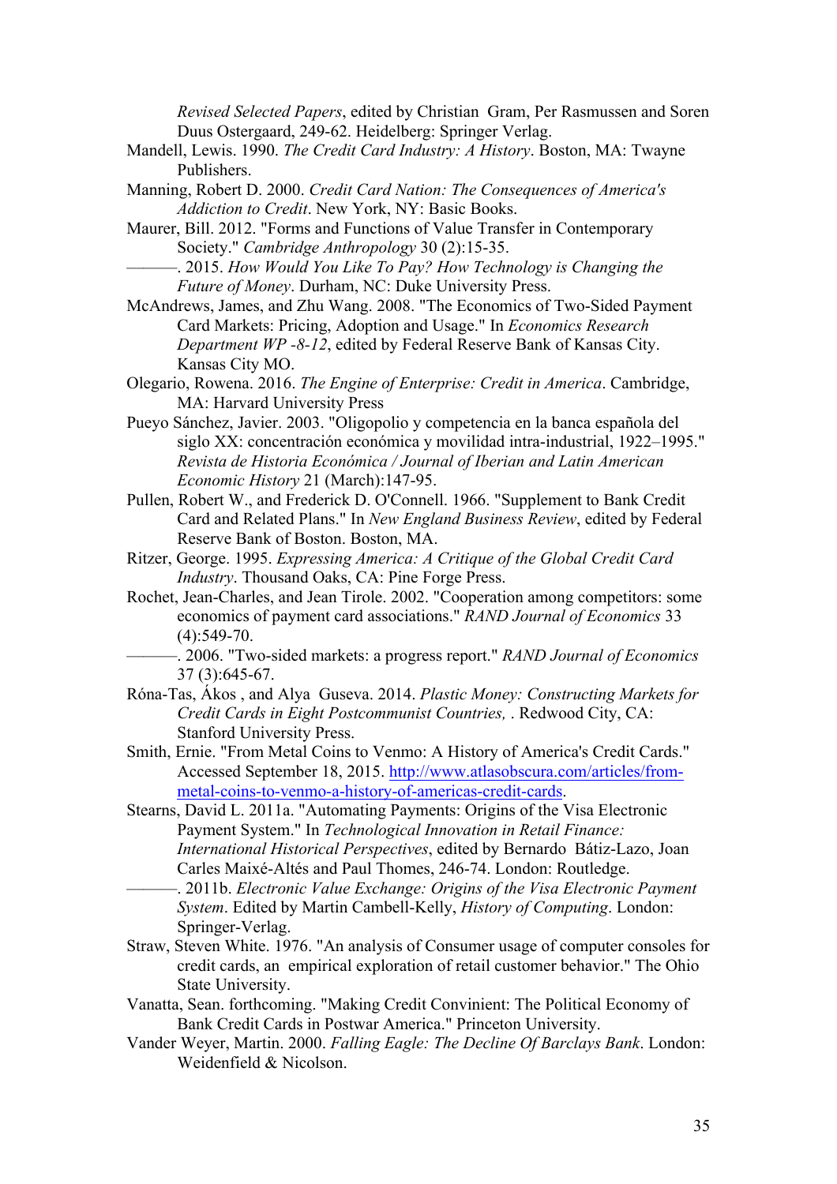*Revised Selected Papers*, edited by Christian Gram, Per Rasmussen and Soren Duus Ostergaard, 249-62. Heidelberg: Springer Verlag.

Mandell, Lewis. 1990. *The Credit Card Industry: A History*. Boston, MA: Twayne Publishers.

Manning, Robert D. 2000. *Credit Card Nation: The Consequences of America's Addiction to Credit*. New York, NY: Basic Books.

Maurer, Bill. 2012. "Forms and Functions of Value Transfer in Contemporary Society." *Cambridge Anthropology* 30 (2):15-35.

———. 2015. *How Would You Like To Pay? How Technology is Changing the Future of Money*. Durham, NC: Duke University Press.

McAndrews, James, and Zhu Wang. 2008. "The Economics of Two-Sided Payment Card Markets: Pricing, Adoption and Usage." In *Economics Research Department WP -8-12*, edited by Federal Reserve Bank of Kansas City. Kansas City MO.

Olegario, Rowena. 2016. *The Engine of Enterprise: Credit in America*. Cambridge, MA: Harvard University Press

Pueyo Sánchez, Javier. 2003. "Oligopolio y competencia en la banca española del siglo XX: concentración económica y movilidad intra-industrial, 1922–1995." *Revista de Historia Económica / Journal of Iberian and Latin American Economic History* 21 (March):147-95.

Pullen, Robert W., and Frederick D. O'Connell. 1966. "Supplement to Bank Credit Card and Related Plans." In *New England Business Review*, edited by Federal Reserve Bank of Boston. Boston, MA.

Ritzer, George. 1995. *Expressing America: A Critique of the Global Credit Card Industry*. Thousand Oaks, CA: Pine Forge Press.

Rochet, Jean-Charles, and Jean Tirole. 2002. "Cooperation among competitors: some economics of payment card associations." *RAND Journal of Economics* 33 (4):549-70.

———. 2006. "Two-sided markets: a progress report." *RAND Journal of Economics* 37 (3):645-67.

Róna-Tas, Ákos , and Alya Guseva. 2014. *Plastic Money: Constructing Markets for Credit Cards in Eight Postcommunist Countries,* . Redwood City, CA: Stanford University Press.

Smith, Ernie. "From Metal Coins to Venmo: A History of America's Credit Cards." Accessed September 18, 2015. http://www.atlasobscura.com/articles/from-metal-coins-to-venmo-a-history-of-americas-credit-cards.

Stearns, David L. 2011a. "Automating Payments: Origins of the Visa Electronic Payment System." In *Technological Innovation in Retail Finance: International Historical Perspectives*, edited by Bernardo Bátiz-Lazo, Joan Carles Maixé-Altés and Paul Thomes, 246-74. London: Routledge.

———. 2011b. *Electronic Value Exchange: Origins of the Visa Electronic Payment System*. Edited by Martin Cambell-Kelly, *History of Computing*. London: Springer-Verlag.

Straw, Steven White. 1976. "An analysis of Consumer usage of computer consoles for credit cards, an empirical exploration of retail customer behavior." The Ohio State University.

Vanatta, Sean. forthcoming. "Making Credit Convinient: The Political Economy of Bank Credit Cards in Postwar America." Princeton University.

Vander Weyer, Martin. 2000. *Falling Eagle: The Decline Of Barclays Bank*. London: Weidenfield & Nicolson.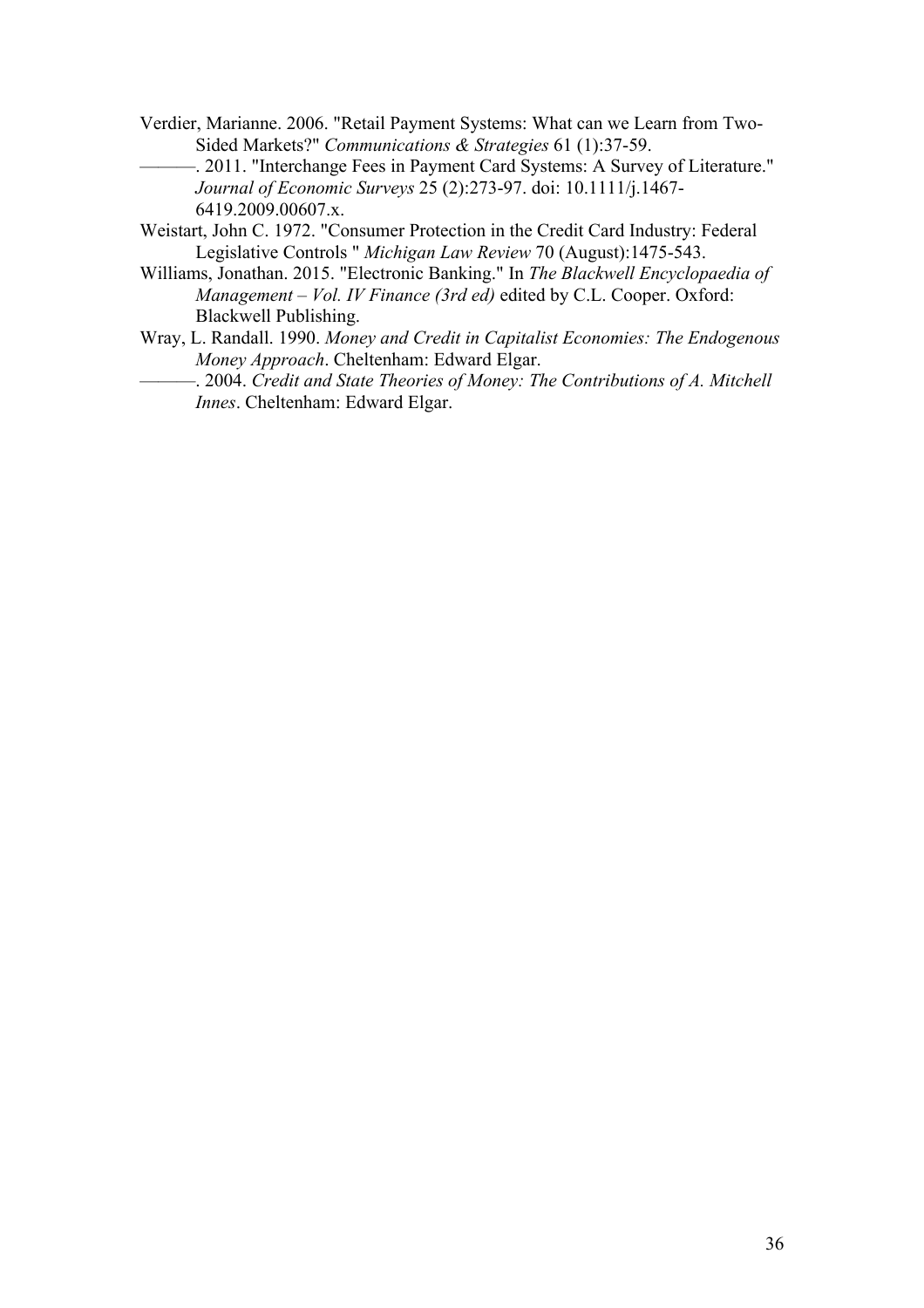Verdier, Marianne. 2006. "Retail Payment Systems: What can we Learn from Two-Sided Markets?" *Communications & Strategies* 61 (1):37-59.

———. 2011. "Interchange Fees in Payment Card Systems: A Survey of Literature." *Journal of Economic Surveys* 25 (2):273-97. doi: 10.1111/j.1467-6419.2009.00607.x.

Weistart, John C. 1972. "Consumer Protection in the Credit Card Industry: Federal Legislative Controls " *Michigan Law Review* 70 (August):1475-543.

Williams, Jonathan. 2015. "Electronic Banking." In *The Blackwell Encyclopaedia of Management – Vol. IV Finance (3rd ed)* edited by C.L. Cooper. Oxford: Blackwell Publishing.

Wray, L. Randall. 1990. *Money and Credit in Capitalist Economies: The Endogenous Money Approach*. Cheltenham: Edward Elgar.

———. 2004. *Credit and State Theories of Money: The Contributions of A. Mitchell Innes*. Cheltenham: Edward Elgar.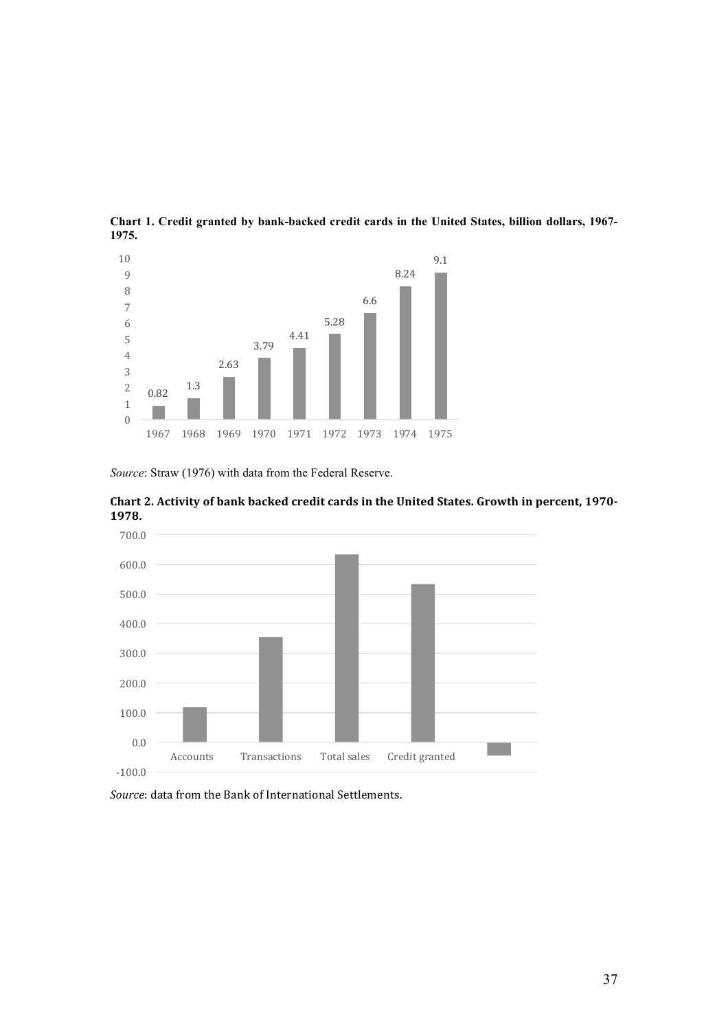**Chart 1. Credit granted by bank-backed credit cards in the United States, billion dollars, 1967-1975.**

| Year | Credit granted (billion dollars) |
|---|---|
| 1967 | 0.82 |
| 1968 | 1.3 |
| 1969 | 2.63 |
| 1970 | 3.79 |
| 1971 | 4.41 |
| 1972 | 5.28 |
| 1973 | 6.6 |
| 1974 | 8.24 |
| 1975 | 9.1 |

*Source*: Straw (1976) with data from the Federal Reserve.

**Chart 2. Activity of bank backed credit cards in the United States. Growth in percent, 1970-1978.**

*Source*: data from the Bank of International Settlements.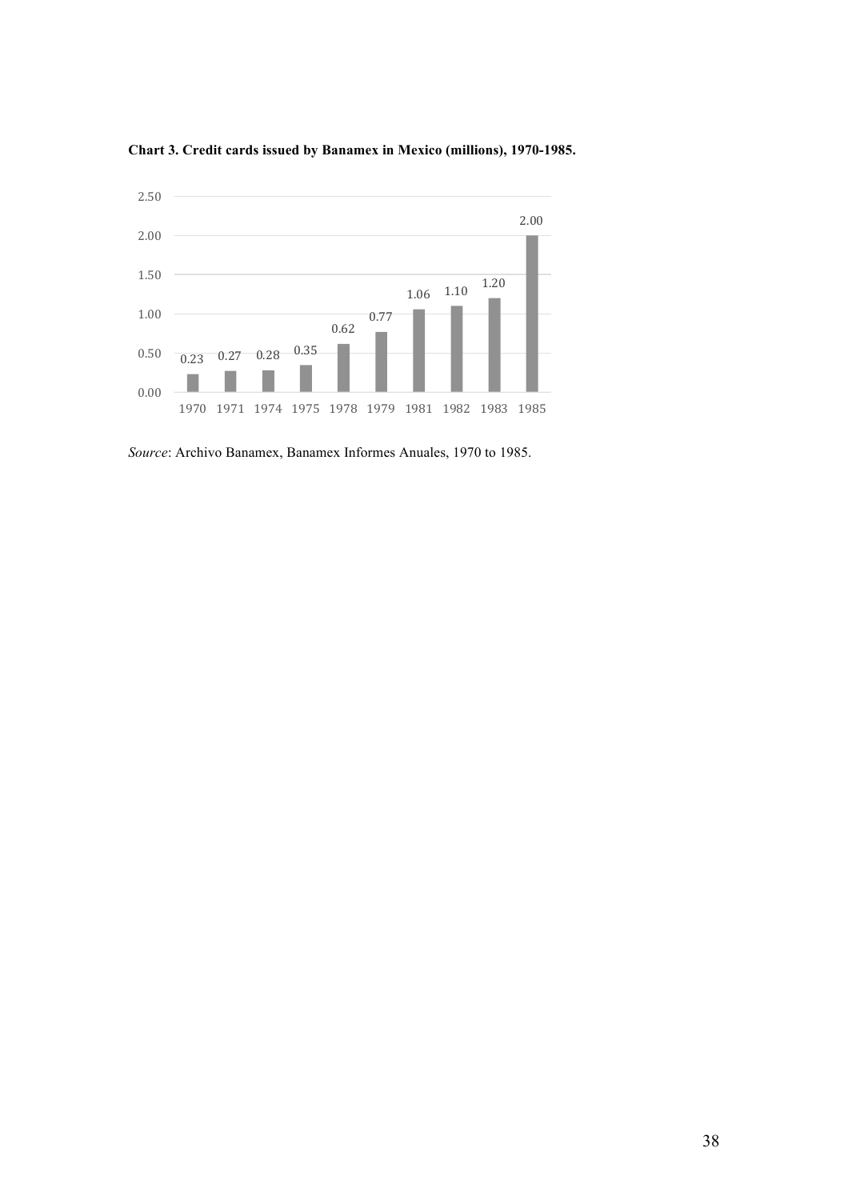**Chart 3. Credit cards issued by Banamex in Mexico (millions), 1970-1985.**

| Year | Credit cards (millions) |
|---|---|
| 1970 | 0.23 |
| 1971 | 0.27 |
| 1974 | 0.28 |
| 1975 | 0.35 |
| 1978 | 0.62 |
| 1979 | 0.77 |
| 1981 | 1.06 |
| 1982 | 1.10 |
| 1983 | 1.20 |
| 1985 | 2.00 |

*Source*: Archivo Banamex, Banamex Informes Anuales, 1970 to 1985.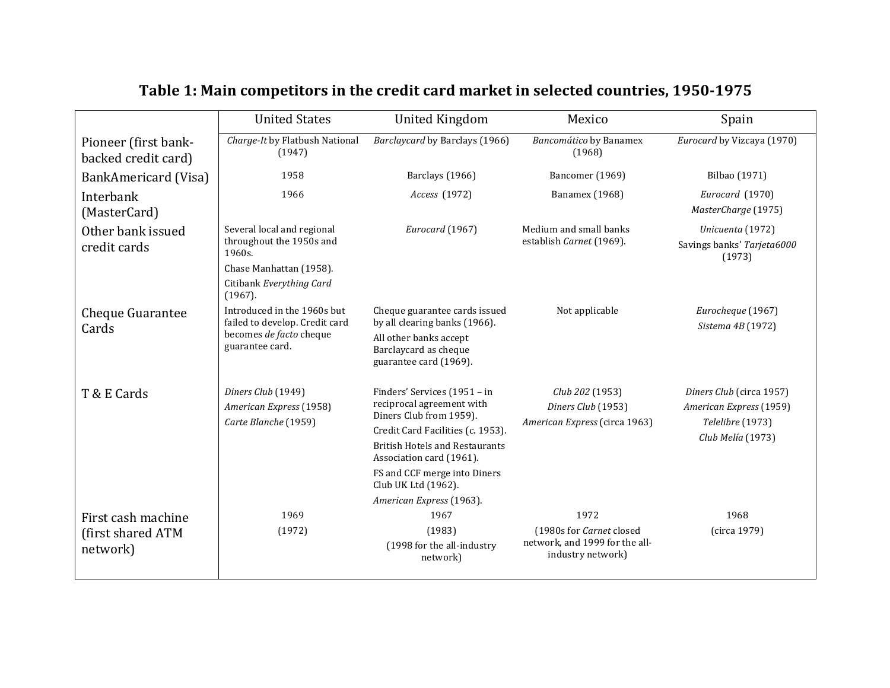**Table 1: Main competitors in the credit card market in selected countries, 1950-1975**

| | United States | United Kingdom | Mexico | Spain |
|---|---|---|---|---|
| Pioneer (first bank-backed credit card) | *Charge-It* by Flatbush National (1947) | *Barclaycard* by Barclays (1966) | *Bancomático* by Banamex (1968) | *Eurocard* by Vizcaya (1970) |
| BankAmericard (Visa) | 1958 | Barclays (1966) | Bancomer (1969) | Bilbao (1971) |
| Interbank (MasterCard) | 1966 | *Access* (1972) | Banamex (1968) | *Eurocard* (1970)<br>*MasterCharge* (1975) |
| Other bank issued credit cards | Several local and regional throughout the 1950s and 1960s.<br>Chase Manhattan (1958).<br>Citibank *Everything Card* (1967). | *Eurocard* (1967) | Medium and small banks establish *Carnet* (1969). | *Unicuenta* (1972)<br>Savings banks' *Tarjeta6000* (1973) |
| Cheque Guarantee Cards | Introduced in the 1960s but failed to develop. Credit card becomes *de facto* cheque guarantee card. | Cheque guarantee cards issued by all clearing banks (1966).<br>All other banks accept Barclaycard as cheque guarantee card (1969). | Not applicable | *Eurocheque* (1967)<br>*Sistema 4B* (1972) |
| T & E Cards | *Diners Club* (1949)<br>*American Express* (1958)<br>*Carte Blanche* (1959) | Finders' Services (1951 – in reciprocal agreement with Diners Club from 1959).<br>Credit Card Facilities (c. 1953).<br>British Hotels and Restaurants Association card (1961).<br>FS and CCF merge into Diners Club UK Ltd (1962).<br>*American Express* (1963). | *Club 202* (1953)<br>*Diners Club* (1953)<br>*American Express* (circa 1963) | *Diners Club* (circa 1957)<br>*American Express* (1959)<br>*Telelibre* (1973)<br>*Club Melía* (1973) |
| First cash machine (first shared ATM network) | 1969<br>(1972) | 1967<br>(1983)<br>(1998 for the all-industry network) | 1972<br>(1980s for *Carnet* closed network, and 1999 for the all-industry network) | 1968<br>(circa 1979) |